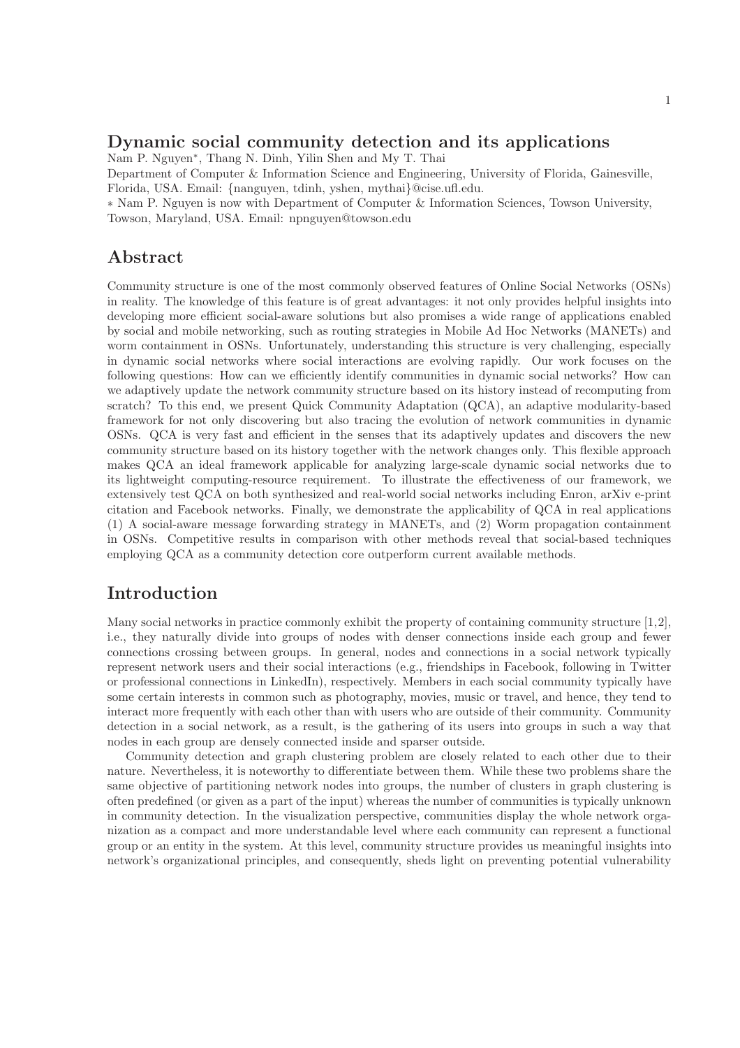# Dynamic social community detection and its applications

Nam P. Nguyen*, Thang N. Dinh, Yilin Shen and My T. Thai

Department of Computer & Information Science and Engineering, University of Florida, Gainesville, Florida, USA. Email: {nanguyen, tdinh, yshen, mythai}@cise.ufl.edu.

* Nam P. Nguyen is now with Department of Computer & Information Sciences, Towson University, Towson, Maryland, USA. Email: npnguyen@towson.edu

## Abstract

Community structure is one of the most commonly observed features of Online Social Networks (OSNs) in reality. The knowledge of this feature is of great advantages: it not only provides helpful insights into developing more efficient social-aware solutions but also promises a wide range of applications enabled by social and mobile networking, such as routing strategies in Mobile Ad Hoc Networks (MANETs) and worm containment in OSNs. Unfortunately, understanding this structure is very challenging, especially in dynamic social networks where social interactions are evolving rapidly. Our work focuses on the following questions: How can we efficiently identify communities in dynamic social networks? How can we adaptively update the network community structure based on its history instead of recomputing from scratch? To this end, we present Quick Community Adaptation (QCA), an adaptive modularity-based framework for not only discovering but also tracing the evolution of network communities in dynamic OSNs. QCA is very fast and efficient in the senses that its adaptively updates and discovers the new community structure based on its history together with the network changes only. This flexible approach makes QCA an ideal framework applicable for analyzing large-scale dynamic social networks due to its lightweight computing-resource requirement. To illustrate the effectiveness of our framework, we extensively test QCA on both synthesized and real-world social networks including Enron, arXiv e-print citation and Facebook networks. Finally, we demonstrate the applicability of QCA in real applications (1) A social-aware message forwarding strategy in MANETs, and (2) Worm propagation containment in OSNs. Competitive results in comparison with other methods reveal that social-based techniques employing QCA as a community detection core outperform current available methods.

## Introduction

Many social networks in practice commonly exhibit the property of containing community structure [1,2], i.e., they naturally divide into groups of nodes with denser connections inside each group and fewer connections crossing between groups. In general, nodes and connections in a social network typically represent network users and their social interactions (e.g., friendships in Facebook, following in Twitter or professional connections in LinkedIn), respectively. Members in each social community typically have some certain interests in common such as photography, movies, music or travel, and hence, they tend to interact more frequently with each other than with users who are outside of their community. Community detection in a social network, as a result, is the gathering of its users into groups in such a way that nodes in each group are densely connected inside and sparser outside.

Community detection and graph clustering problem are closely related to each other due to their nature. Nevertheless, it is noteworthy to differentiate between them. While these two problems share the same objective of partitioning network nodes into groups, the number of clusters in graph clustering is often predefined (or given as a part of the input) whereas the number of communities is typically unknown in community detection. In the visualization perspective, communities display the whole network organization as a compact and more understandable level where each community can represent a functional group or an entity in the system. At this level, community structure provides us meaningful insights into network's organizational principles, and consequently, sheds light on preventing potential vulnerability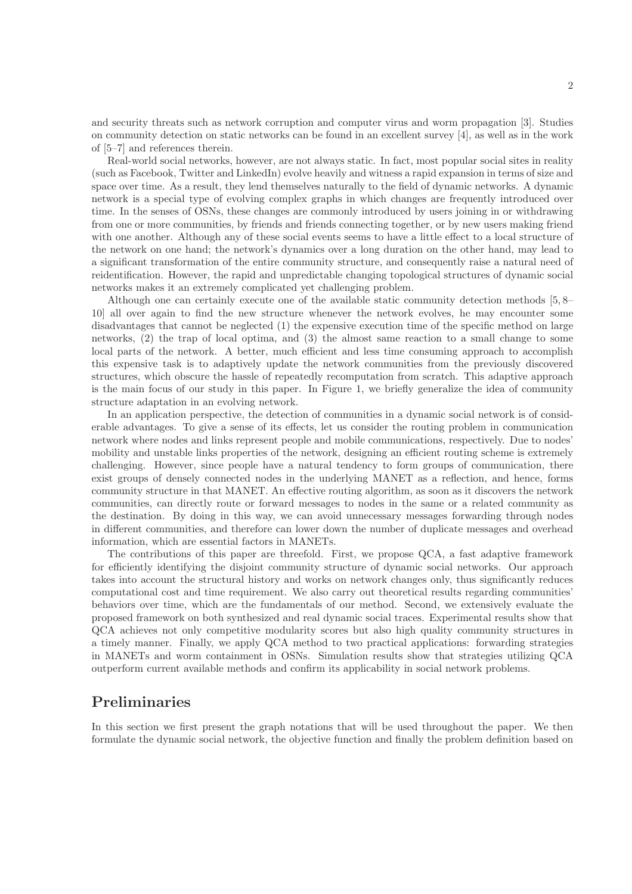and security threats such as network corruption and computer virus and worm propagation [3]. Studies on community detection on static networks can be found in an excellent survey [4], as well as in the work of [5–7] and references therein.

Real-world social networks, however, are not always static. In fact, most popular social sites in reality (such as Facebook, Twitter and LinkedIn) evolve heavily and witness a rapid expansion in terms of size and space over time. As a result, they lend themselves naturally to the field of dynamic networks. A dynamic network is a special type of evolving complex graphs in which changes are frequently introduced over time. In the senses of OSNs, these changes are commonly introduced by users joining in or withdrawing from one or more communities, by friends and friends connecting together, or by new users making friend with one another. Although any of these social events seems to have a little effect to a local structure of the network on one hand; the network's dynamics over a long duration on the other hand, may lead to a significant transformation of the entire community structure, and consequently raise a natural need of reidentification. However, the rapid and unpredictable changing topological structures of dynamic social networks makes it an extremely complicated yet challenging problem.

Although one can certainly execute one of the available static community detection methods [5, 8–10] all over again to find the new structure whenever the network evolves, he may encounter some disadvantages that cannot be neglected (1) the expensive execution time of the specific method on large networks, (2) the trap of local optima, and (3) the almost same reaction to a small change to some local parts of the network. A better, much efficient and less time consuming approach to accomplish this expensive task is to adaptively update the network communities from the previously discovered structures, which obscure the hassle of repeatedly recomputation from scratch. This adaptive approach is the main focus of our study in this paper. In Figure 1, we briefly generalize the idea of community structure adaptation in an evolving network.

In an application perspective, the detection of communities in a dynamic social network is of considerable advantages. To give a sense of its effects, let us consider the routing problem in communication network where nodes and links represent people and mobile communications, respectively. Due to nodes' mobility and unstable links properties of the network, designing an efficient routing scheme is extremely challenging. However, since people have a natural tendency to form groups of communication, there exist groups of densely connected nodes in the underlying MANET as a reflection, and hence, forms community structure in that MANET. An effective routing algorithm, as soon as it discovers the network communities, can directly route or forward messages to nodes in the same or a related community as the destination. By doing in this way, we can avoid unnecessary messages forwarding through nodes in different communities, and therefore can lower down the number of duplicate messages and overhead information, which are essential factors in MANETs.

The contributions of this paper are threefold. First, we propose QCA, a fast adaptive framework for efficiently identifying the disjoint community structure of dynamic social networks. Our approach takes into account the structural history and works on network changes only, thus significantly reduces computational cost and time requirement. We also carry out theoretical results regarding communities' behaviors over time, which are the fundamentals of our method. Second, we extensively evaluate the proposed framework on both synthesized and real dynamic social traces. Experimental results show that QCA achieves not only competitive modularity scores but also high quality community structures in a timely manner. Finally, we apply QCA method to two practical applications: forwarding strategies in MANETs and worm containment in OSNs. Simulation results show that strategies utilizing QCA outperform current available methods and confirm its applicability in social network problems.

## Preliminaries

In this section we first present the graph notations that will be used throughout the paper. We then formulate the dynamic social network, the objective function and finally the problem definition based on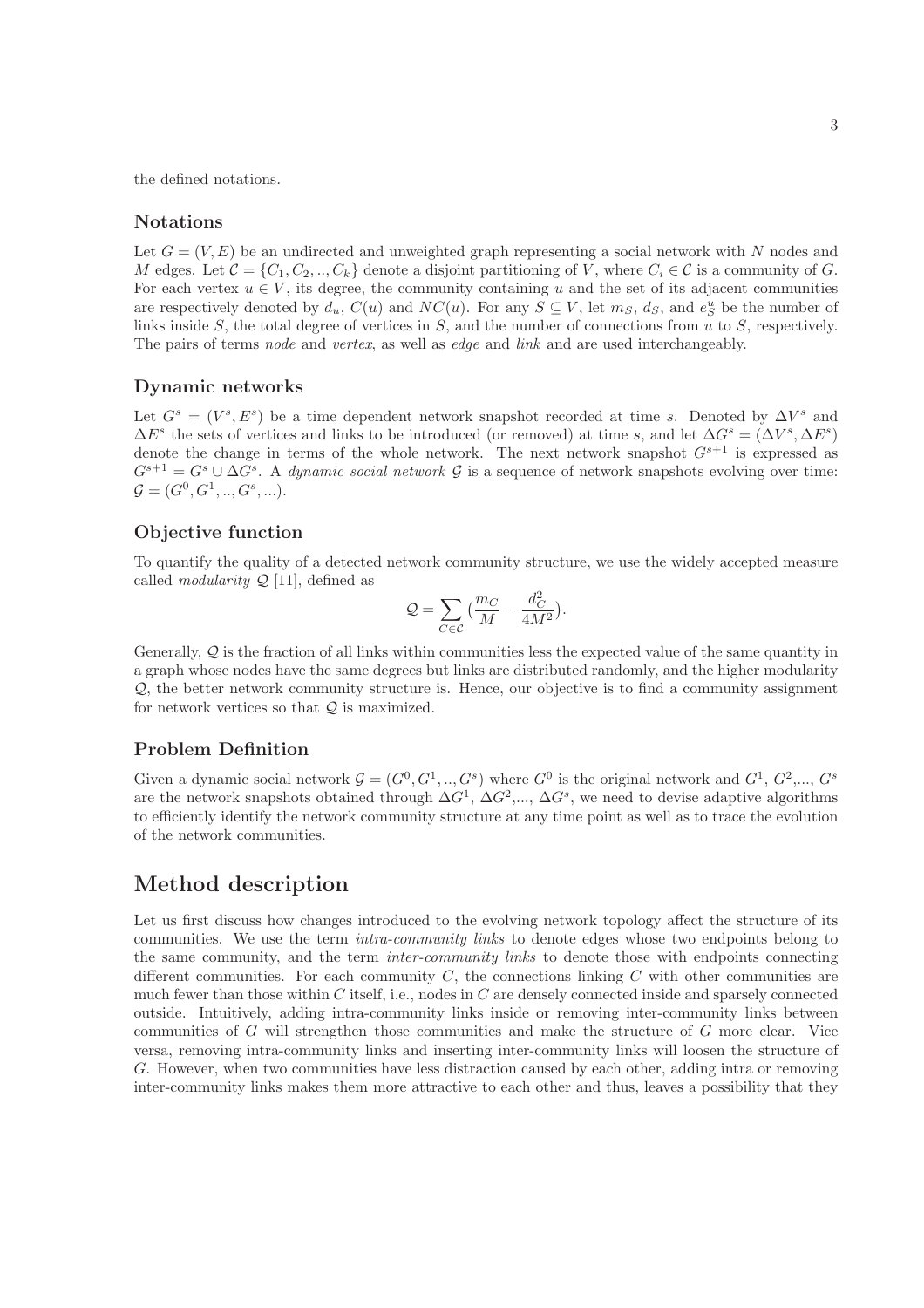the defined notations.

### Notations

Let $G = (V, E)$ be an undirected and unweighted graph representing a social network with $N$ nodes and $M$ edges. Let $\mathcal{C} = \{C_1, C_2, .., C_k\}$ denote a disjoint partitioning of $V$, where $C_i \in \mathcal{C}$ is a community of $G$. For each vertex $u \in V$, its degree, the community containing $u$ and the set of its adjacent communities are respectively denoted by $d_u$, $C(u)$ and $NC(u)$. For any $S \subseteq V$, let $m_S$, $d_S$, and $e_S^u$ be the number of links inside $S$, the total degree of vertices in $S$, and the number of connections from $u$ to $S$, respectively. The pairs of terms *node* and *vertex*, as well as *edge* and *link* and are used interchangeably.

### Dynamic networks

Let $G^s = (V^s, E^s)$ be a time dependent network snapshot recorded at time $s$. Denoted by $\Delta V^s$ and $\Delta E^s$ the sets of vertices and links to be introduced (or removed) at time $s$, and let $\Delta G^s = (\Delta V^s, \Delta E^s)$ denote the change in terms of the whole network. The next network snapshot $G^{s+1}$ is expressed as $G^{s+1} = G^s \cup \Delta G^s$. A *dynamic social network* $\mathcal{G}$ is a sequence of network snapshots evolving over time: $\mathcal{G} = (G^0, G^1, .., G^s, ...)$.

### Objective function

To quantify the quality of a detected network community structure, we use the widely accepted measure called *modularity* $\mathcal{Q}$ [11], defined as

$$\mathcal{Q} = \sum_{C \in \mathcal{C}} \left(\frac{m_C}{M} - \frac{d_C^2}{4M^2}\right).$$

Generally, $\mathcal{Q}$ is the fraction of all links within communities less the expected value of the same quantity in a graph whose nodes have the same degrees but links are distributed randomly, and the higher modularity $\mathcal{Q}$, the better network community structure is. Hence, our objective is to find a community assignment for network vertices so that $\mathcal{Q}$ is maximized.

### Problem Definition

Given a dynamic social network $\mathcal{G} = (G^0, G^1, .., G^s)$ where $G^0$ is the original network and $G^1$, $G^2$,..., $G^s$ are the network snapshots obtained through $\Delta G^1$, $\Delta G^2$,..., $\Delta G^s$, we need to devise adaptive algorithms to efficiently identify the network community structure at any time point as well as to trace the evolution of the network communities.

## Method description

Let us first discuss how changes introduced to the evolving network topology affect the structure of its communities. We use the term *intra-community links* to denote edges whose two endpoints belong to the same community, and the term *inter-community links* to denote those with endpoints connecting different communities. For each community $C$, the connections linking $C$ with other communities are much fewer than those within $C$ itself, i.e., nodes in $C$ are densely connected inside and sparsely connected outside. Intuitively, adding intra-community links inside or removing inter-community links between communities of $G$ will strengthen those communities and make the structure of $G$ more clear. Vice versa, removing intra-community links and inserting inter-community links will loosen the structure of $G$. However, when two communities have less distraction caused by each other, adding intra or removing inter-community links makes them more attractive to each other and thus, leaves a possibility that they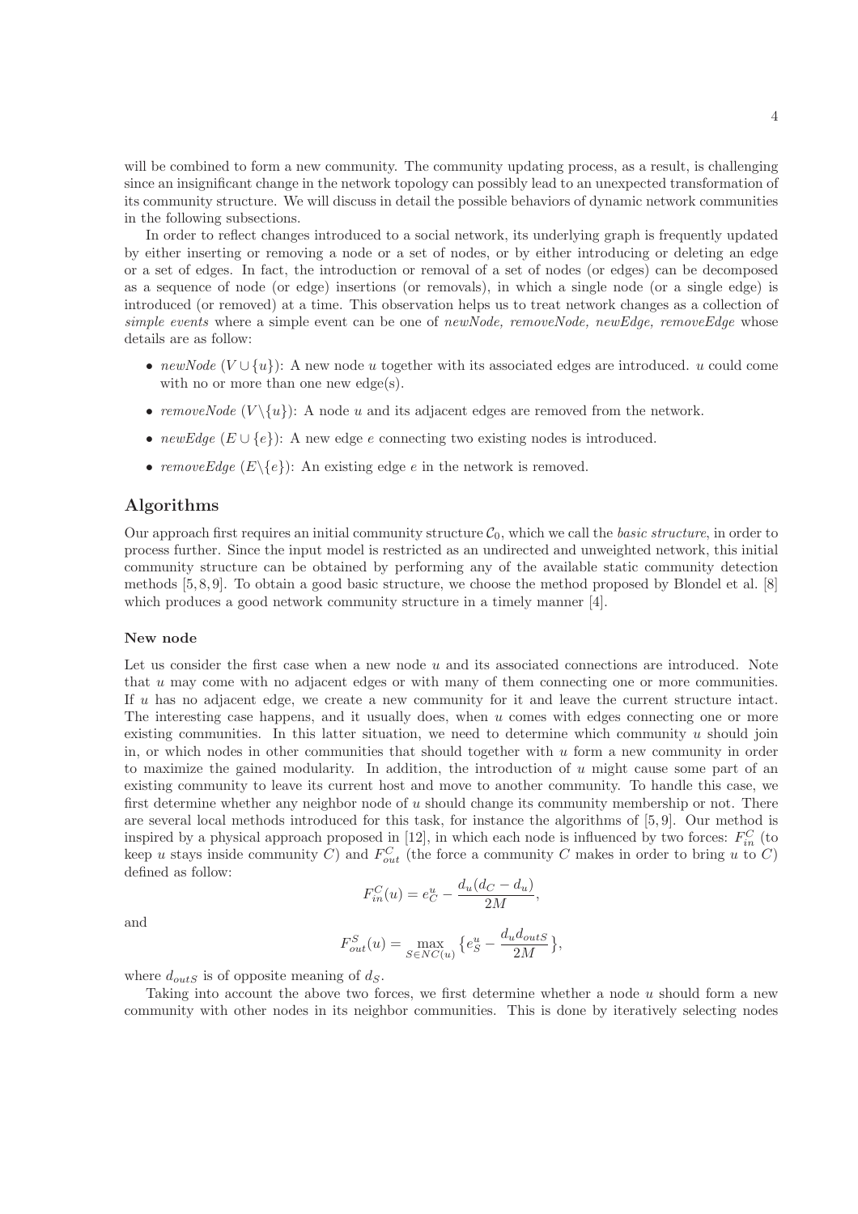will be combined to form a new community. The community updating process, as a result, is challenging since an insignificant change in the network topology can possibly lead to an unexpected transformation of its community structure. We will discuss in detail the possible behaviors of dynamic network communities in the following subsections.

In order to reflect changes introduced to a social network, its underlying graph is frequently updated by either inserting or removing a node or a set of nodes, or by either introducing or deleting an edge or a set of edges. In fact, the introduction or removal of a set of nodes (or edges) can be decomposed as a sequence of node (or edge) insertions (or removals), in which a single node (or a single edge) is introduced (or removed) at a time. This observation helps us to treat network changes as a collection of *simple events* where a simple event can be one of *newNode, removeNode, newEdge, removeEdge* whose details are as follow:

- *newNode* ($V \cup \{u\}$): A new node $u$ together with its associated edges are introduced. $u$ could come with no or more than one new edge(s).
- *removeNode* ($V \backslash \{u\}$): A node $u$ and its adjacent edges are removed from the network.
- *newEdge* ($E \cup \{e\}$): A new edge $e$ connecting two existing nodes is introduced.
- *removeEdge* ($E \backslash \{e\}$): An existing edge $e$ in the network is removed.

## Algorithms

Our approach first requires an initial community structure $\mathcal{C}_0$, which we call the *basic structure*, in order to process further. Since the input model is restricted as an undirected and unweighted network, this initial community structure can be obtained by performing any of the available static community detection methods [5, 8, 9]. To obtain a good basic structure, we choose the method proposed by Blondel et al. [8] which produces a good network community structure in a timely manner [4].

### New node

Let us consider the first case when a new node $u$ and its associated connections are introduced. Note that $u$ may come with no adjacent edges or with many of them connecting one or more communities. If $u$ has no adjacent edge, we create a new community for it and leave the current structure intact. The interesting case happens, and it usually does, when $u$ comes with edges connecting one or more existing communities. In this latter situation, we need to determine which community $u$ should join in, or which nodes in other communities that should together with $u$ form a new community in order to maximize the gained modularity. In addition, the introduction of $u$ might cause some part of an existing community to leave its current host and move to another community. To handle this case, we first determine whether any neighbor node of $u$ should change its community membership or not. There are several local methods introduced for this task, for instance the algorithms of [5, 9]. Our method is inspired by a physical approach proposed in [12], in which each node is influenced by two forces: $F_{in}^C$ (to keep $u$ stays inside community $C$) and $F_{out}^C$ (the force a community $C$ makes in order to bring $u$ to $C$) defined as follow:

$$F_{in}^C(u) = e_C^u - \frac{d_u(d_C - d_u)}{2M},$$

and

$$F_{out}^S(u) = \max_{S \in NC(u)} \left\{ e_S^u - \frac{d_u d_{outS}}{2M} \right\},$$

where $d_{outS}$ is of opposite meaning of $d_S$.

Taking into account the above two forces, we first determine whether a node $u$ should form a new community with other nodes in its neighbor communities. This is done by iteratively selecting nodes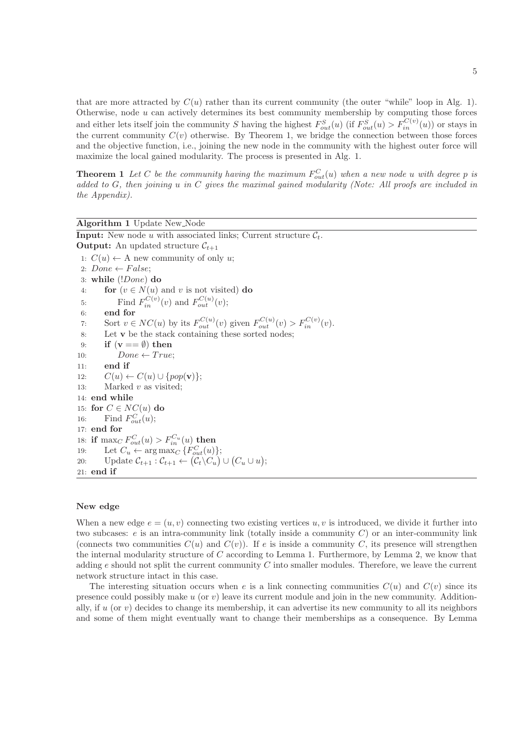that are more attracted by $C(u)$ rather than its current community (the outer "while" loop in Alg. 1). Otherwise, node $u$ can actively determines its best community membership by computing those forces and either lets itself join the community $S$ having the highest $F_{out}^{S}(u)$ (if $F_{out}^{S}(u) > F_{in}^{C(v)}(u)$) or stays in the current community $C(v)$ otherwise. By Theorem 1, we bridge the connection between those forces and the objective function, i.e., joining the new node in the community with the highest outer force will maximize the local gained modularity. The process is presented in Alg. 1.

**Theorem 1** *Let $C$ be the community having the maximum $F_{out}^{C}(u)$ when a new node $u$ with degree $p$ is added to $G$, then joining $u$ in $C$ gives the maximal gained modularity (Note: All proofs are included in the Appendix).*

**Algorithm 1** Update New_Node

**Input:** New node $u$ with associated links; Current structure $\mathcal{C}_t$.
**Output:** An updated structure $\mathcal{C}_{t+1}$

```
1:  C(u) ← A new community of only u;
2:  Done ← False;
3:  while (!Done) do
4:      for (v ∈ N(u) and v is not visited) do
5:          Find F_in^{C(v)}(v) and F_out^{C(u)}(v);
6:      end for
7:      Sort v ∈ NC(u) by its F_out^{C(u)}(v) given F_out^{C(u)}(v) > F_in^{C(v)}(v).
8:      Let v be the stack containing these sorted nodes;
9:      if (v == ∅) then
10:         Done ← True;
11:     end if
12:     C(u) ← C(u) ∪ {pop(v)};
13:     Marked v as visited;
14: end while
15: for C ∈ NC(u) do
16:     Find F_out^C(u);
17: end for
18: if max_C F_out^C(u) > F_in^{C_u}(u) then
19:     Let C_u ← arg max_C {F_out^C(u)};
20:     Update C_{t+1} : C_{t+1} ← (C_t \ C_u) ∪ (C_u ∪ u);
21: end if
```

### New edge

When a new edge $e = (u, v)$ connecting two existing vertices $u, v$ is introduced, we divide it further into two subcases: $e$ is an intra-community link (totally inside a community $C$) or an inter-community link (connects two communities $C(u)$ and $C(v)$). If $e$ is inside a community $C$, its presence will strengthen the internal modularity structure of $C$ according to Lemma 1. Furthermore, by Lemma 2, we know that adding $e$ should not split the current community $C$ into smaller modules. Therefore, we leave the current network structure intact in this case.

The interesting situation occurs when $e$ is a link connecting communities $C(u)$ and $C(v)$ since its presence could possibly make $u$ (or $v$) leave its current module and join in the new community. Additionally, if $u$ (or $v$) decides to change its membership, it can advertise its new community to all its neighbors and some of them might eventually want to change their memberships as a consequence. By Lemma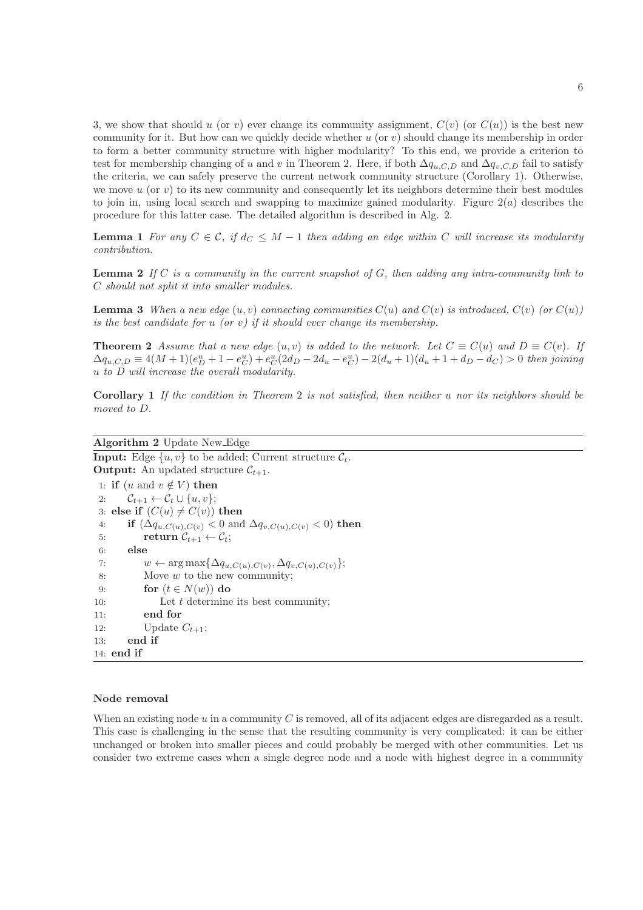3, we show that should $u$ (or $v$) ever change its community assignment, $C(v)$ (or $C(u)$) is the best new community for it. But how can we quickly decide whether $u$ (or $v$) should change its membership in order to form a better community structure with higher modularity? To this end, we provide a criterion to test for membership changing of $u$ and $v$ in Theorem 2. Here, if both $\Delta q_{u,C,D}$ and $\Delta q_{v,C,D}$ fail to satisfy the criteria, we can safely preserve the current network community structure (Corollary 1). Otherwise, we move $u$ (or $v$) to its new community and consequently let its neighbors determine their best modules to join in, using local search and swapping to maximize gained modularity. Figure 2(a) describes the procedure for this latter case. The detailed algorithm is described in Alg. 2.

**Lemma 1** *For any $C \in \mathcal{C}$, if $d_C \leq M - 1$ then adding an edge within $C$ will increase its modularity contribution.*

**Lemma 2** *If $C$ is a community in the current snapshot of $G$, then adding any intra-community link to $C$ should not split it into smaller modules.*

**Lemma 3** *When a new edge $(u, v)$ connecting communities $C(u)$ and $C(v)$ is introduced, $C(v)$ (or $C(u)$) is the best candidate for $u$ (or $v$) if it should ever change its membership.*

**Theorem 2** *Assume that a new edge $(u, v)$ is added to the network. Let $C \equiv C(u)$ and $D \equiv C(v)$. If $\Delta q_{u,C,D} \equiv 4(M+1)(e^u_D + 1 - e^u_C) + e^u_C(2d_D - 2d_u - e^u_C) - 2(d_u + 1)(d_u + 1 + d_D - d_C) > 0$ then joining $u$ to $D$ will increase the overall modularity.*

**Corollary 1** *If the condition in Theorem 2 is not satisfied, then neither $u$ nor its neighbors should be moved to $D$.*

**Algorithm 2** Update New_Edge

**Input:** Edge $\{u, v\}$ to be added; Current structure $\mathcal{C}_t$.
**Output:** An updated structure $\mathcal{C}_{t+1}$.

```
1:  if (u and v ∉ V) then
2:      C_{t+1} ← C_t ∪ {u, v};
3:  else if (C(u) ≠ C(v)) then
4:      if (Δq_{u,C(u),C(v)} < 0 and Δq_{v,C(u),C(v)} < 0) then
5:          return C_{t+1} ← C_t;
6:      else
7:          w ← arg max{Δq_{u,C(u),C(v)}, Δq_{v,C(u),C(v)}};
8:          Move w to the new community;
9:          for (t ∈ N(w)) do
10:             Let t determine its best community;
11:         end for
12:         Update C_{t+1};
13:     end if
14: end if
```

### Node removal

When an existing node $u$ in a community $C$ is removed, all of its adjacent edges are disregarded as a result. This case is challenging in the sense that the resulting community is very complicated: it can be either unchanged or broken into smaller pieces and could probably be merged with other communities. Let us consider two extreme cases when a single degree node and a node with highest degree in a community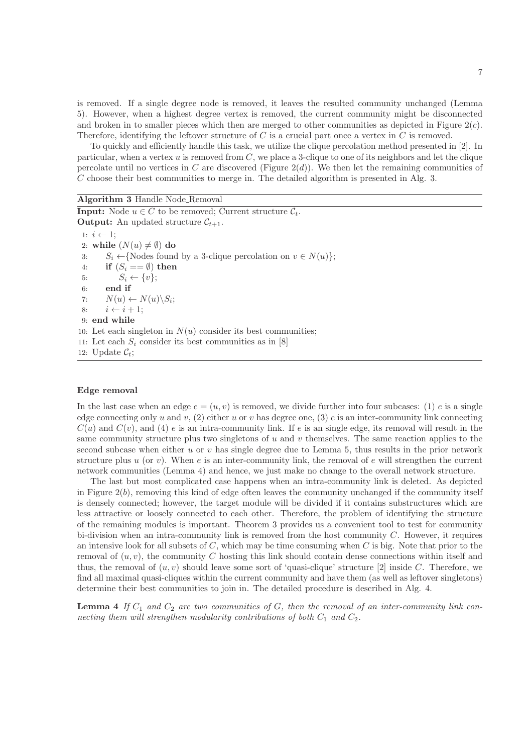is removed. If a single degree node is removed, it leaves the resulted community unchanged (Lemma 5). However, when a highest degree vertex is removed, the current community might be disconnected and broken in to smaller pieces which then are merged to other communities as depicted in Figure 2(*c*). Therefore, identifying the leftover structure of $C$ is a crucial part once a vertex in $C$ is removed.

To quickly and efficiently handle this task, we utilize the clique percolation method presented in [2]. In particular, when a vertex $u$ is removed from $C$, we place a 3-clique to one of its neighbors and let the clique percolate until no vertices in $C$ are discovered (Figure 2(*d*)). We then let the remaining communities of $C$ choose their best communities to merge in. The detailed algorithm is presented in Alg. 3.

**Algorithm 3** Handle Node_Removal

**Input:** Node $u \in C$ to be removed; Current structure $\mathcal{C}_t$.
**Output:** An updated structure $\mathcal{C}_{t+1}$.

```
1: i ← 1;
2: while (N(u) ≠ ∅) do
3:     S_i ← {Nodes found by a 3-clique percolation on v ∈ N(u)};
4:     if (S_i == ∅) then
5:         S_i ← {v};
6:     end if
7:     N(u) ← N(u)\S_i;
8:     i ← i + 1;
9: end while
10: Let each singleton in N(u) consider its best communities;
11: Let each S_i consider its best communities as in [8]
12: Update C_t;
```

#### Edge removal

In the last case when an edge $e = (u, v)$ is removed, we divide further into four subcases: (1) $e$ is a single edge connecting only $u$ and $v$, (2) either $u$ or $v$ has degree one, (3) $e$ is an inter-community link connecting $C(u)$ and $C(v)$, and (4) $e$ is an intra-community link. If $e$ is an single edge, its removal will result in the same community structure plus two singletons of $u$ and $v$ themselves. The same reaction applies to the second subcase when either $u$ or $v$ has single degree due to Lemma 5, thus results in the prior network structure plus $u$ (or $v$). When $e$ is an inter-community link, the removal of $e$ will strengthen the current network communities (Lemma 4) and hence, we just make no change to the overall network structure.

The last but most complicated case happens when an intra-community link is deleted. As depicted in Figure 2(*b*), removing this kind of edge often leaves the community unchanged if the community itself is densely connected; however, the target module will be divided if it contains substructures which are less attractive or loosely connected to each other. Therefore, the problem of identifying the structure of the remaining modules is important. Theorem 3 provides us a convenient tool to test for community bi-division when an intra-community link is removed from the host community $C$. However, it requires an intensive look for all subsets of $C$, which may be time consuming when $C$ is big. Note that prior to the removal of $(u, v)$, the community $C$ hosting this link should contain dense connections within itself and thus, the removal of $(u, v)$ should leave some sort of 'quasi-clique' structure [2] inside $C$. Therefore, we find all maximal quasi-cliques within the current community and have them (as well as leftover singletons) determine their best communities to join in. The detailed procedure is described in Alg. 4.

**Lemma 4** *If $C_1$ and $C_2$ are two communities of $G$, then the removal of an inter-community link connecting them will strengthen modularity contributions of both $C_1$ and $C_2$.*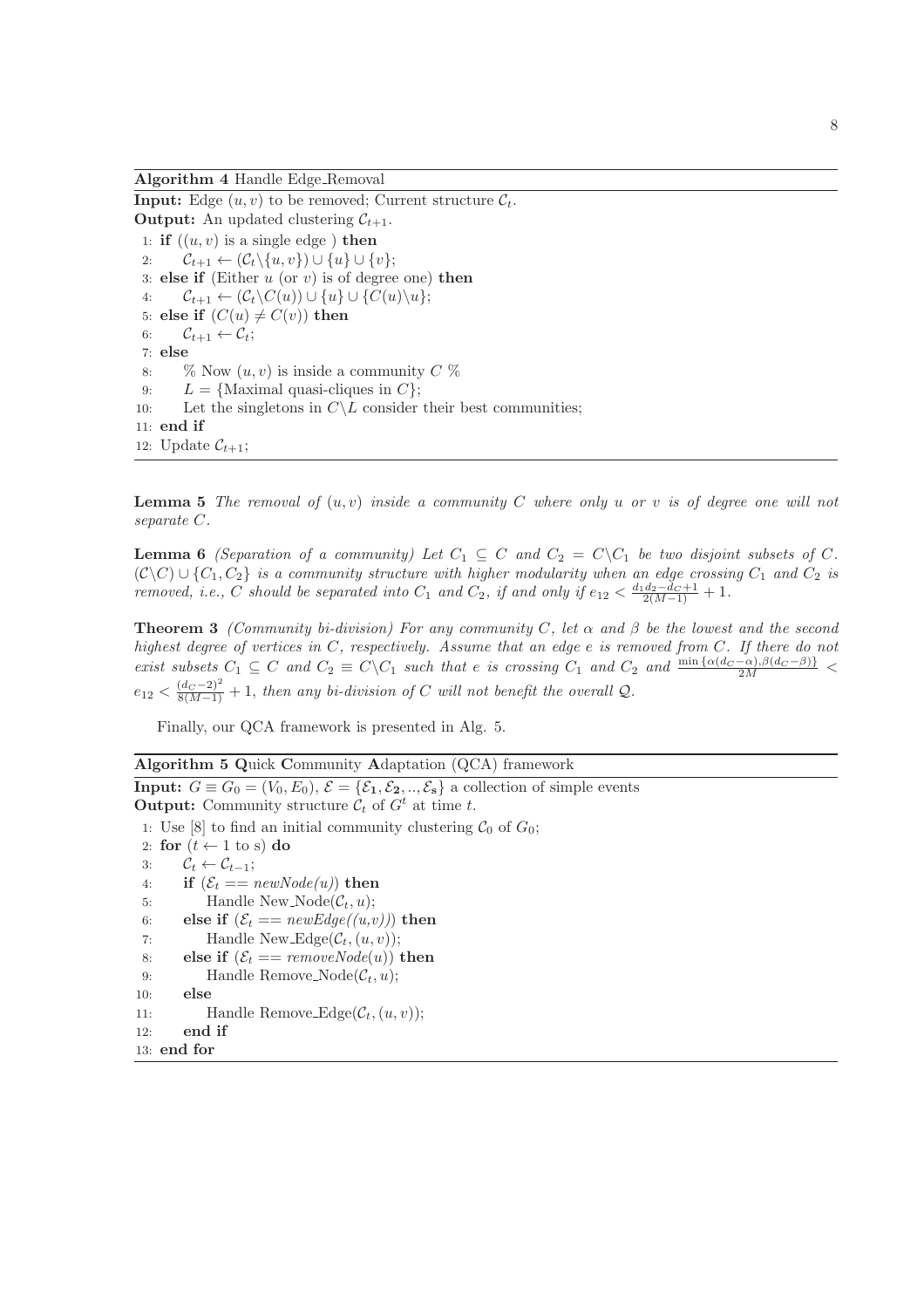**Algorithm 4** Handle Edge_Removal

**Input:** Edge $(u, v)$ to be removed; Current structure $\mathcal{C}_t$.
**Output:** An updated clustering $\mathcal{C}_{t+1}$.

```
1: if ((u, v) is a single edge ) then
2:     C_{t+1} ← (C_t \ {u, v}) ∪ {u} ∪ {v};
3: else if (Either u (or v) is of degree one) then
4:     C_{t+1} ← (C_t \ C(u)) ∪ {u} ∪ {C(u) \ u};
5: else if (C(u) ≠ C(v)) then
6:     C_{t+1} ← C_t;
7: else
8:     % Now (u, v) is inside a community C %
9:     L = {Maximal quasi-cliques in C};
10:    Let the singletons in C \ L consider their best communities;
11: end if
12: Update C_{t+1};
```

**Lemma 5** *The removal of $(u, v)$ inside a community $C$ where only $u$ or $v$ is of degree one will not separate $C$.*

**Lemma 6** *(Separation of a community) Let $C_1 \subseteq C$ and $C_2 = C \backslash C_1$ be two disjoint subsets of $C$. $(\mathcal{C} \backslash C) \cup \{C_1, C_2\}$ is a community structure with higher modularity when an edge crossing $C_1$ and $C_2$ is removed, i.e., $C$ should be separated into $C_1$ and $C_2$, if and only if $e_{12} < \frac{d_1 d_2 - d_C + 1}{2(M-1)} + 1$.*

**Theorem 3** *(Community bi-division) For any community $C$, let $\alpha$ and $\beta$ be the lowest and the second highest degree of vertices in $C$, respectively. Assume that an edge $e$ is removed from $C$. If there do not exist subsets $C_1 \subseteq C$ and $C_2 \equiv C \backslash C_1$ such that $e$ is crossing $C_1$ and $C_2$ and $\frac{\min\{\alpha(d_C - \alpha), \beta(d_C - \beta)\}}{2M} < e_{12} < \frac{(d_C - 2)^2}{8(M-1)} + 1$, then any bi-division of $C$ will not benefit the overall $\mathcal{Q}$.*

Finally, our QCA framework is presented in Alg. 5.

**Algorithm 5** **Q**uick **C**ommunity **A**daptation (QCA) framework

**Input:** $G \equiv G_0 = (V_0, E_0)$, $\mathcal{E} = \{\mathcal{E}_1, \mathcal{E}_2, .., \mathcal{E}_s\}$ a collection of simple events
**Output:** Community structure $\mathcal{C}_t$ of $G^t$ at time $t$.

```
1: Use [8] to find an initial community clustering C_0 of G_0;
2: for (t ← 1 to s) do
3:     C_t ← C_{t-1};
4:     if (E_t == newNode(u)) then
5:         Handle New_Node(C_t, u);
6:     else if (E_t == newEdge((u,v))) then
7:         Handle New_Edge(C_t, (u, v));
8:     else if (E_t == removeNode(u)) then
9:         Handle Remove_Node(C_t, u);
10:    else
11:        Handle Remove_Edge(C_t, (u, v));
12:    end if
13: end for
```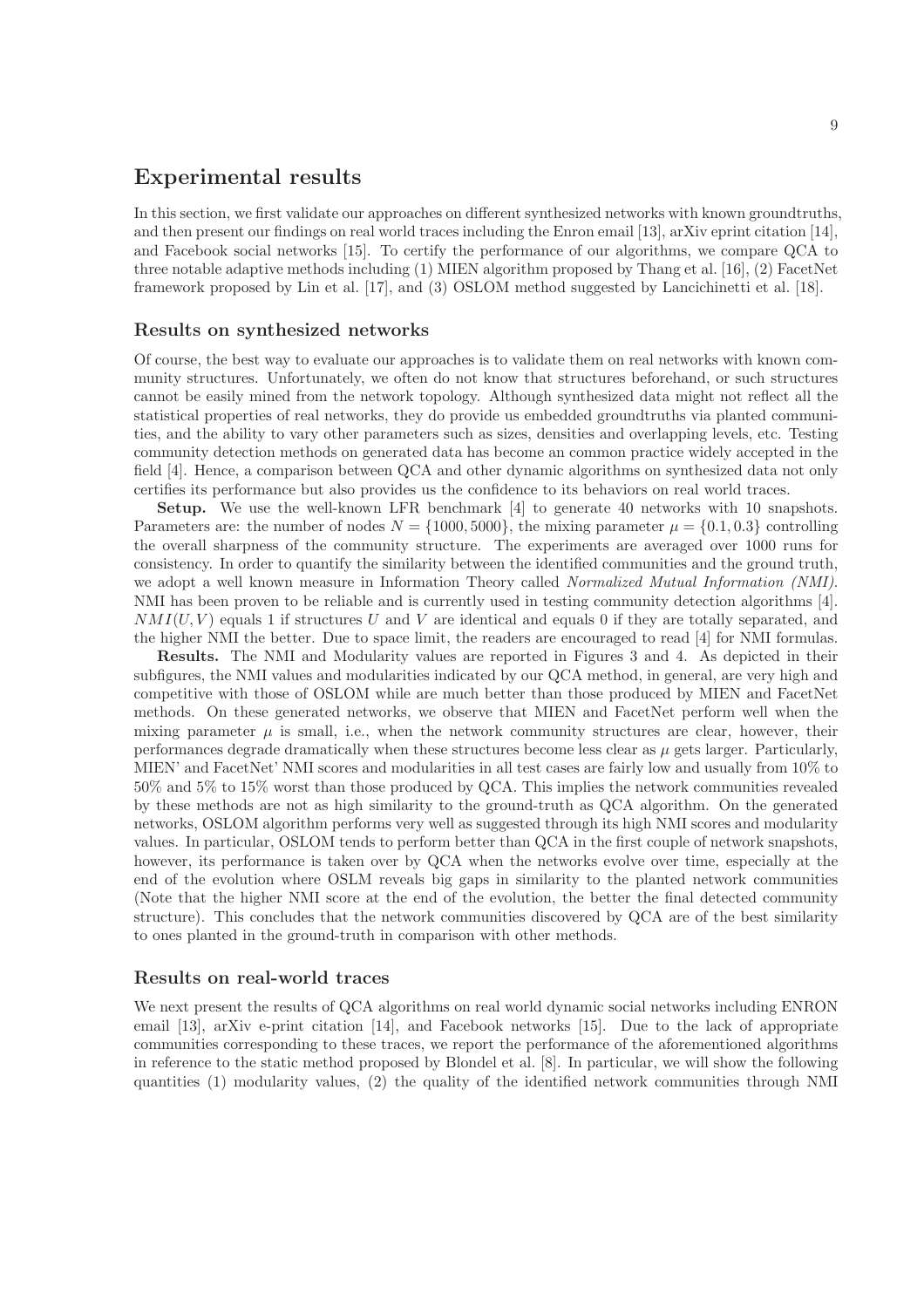## Experimental results

In this section, we first validate our approaches on different synthesized networks with known groundtruths, and then present our findings on real world traces including the Enron email [13], arXiv eprint citation [14], and Facebook social networks [15]. To certify the performance of our algorithms, we compare QCA to three notable adaptive methods including (1) MIEN algorithm proposed by Thang et al. [16], (2) FacetNet framework proposed by Lin et al. [17], and (3) OSLOM method suggested by Lancichinetti et al. [18].

### Results on synthesized networks

Of course, the best way to evaluate our approaches is to validate them on real networks with known community structures. Unfortunately, we often do not know that structures beforehand, or such structures cannot be easily mined from the network topology. Although synthesized data might not reflect all the statistical properties of real networks, they do provide us embedded groundtruths via planted communities, and the ability to vary other parameters such as sizes, densities and overlapping levels, etc. Testing community detection methods on generated data has become an common practice widely accepted in the field [4]. Hence, a comparison between QCA and other dynamic algorithms on synthesized data not only certifies its performance but also provides us the confidence to its behaviors on real world traces.

**Setup.** We use the well-known LFR benchmark [4] to generate 40 networks with 10 snapshots. Parameters are: the number of nodes $N = \{1000, 5000\}$, the mixing parameter $\mu = \{0.1, 0.3\}$ controlling the overall sharpness of the community structure. The experiments are averaged over 1000 runs for consistency. In order to quantify the similarity between the identified communities and the ground truth, we adopt a well known measure in Information Theory called *Normalized Mutual Information (NMI)*. NMI has been proven to be reliable and is currently used in testing community detection algorithms [4]. $NMI(U, V)$ equals 1 if structures $U$ and $V$ are identical and equals 0 if they are totally separated, and the higher NMI the better. Due to space limit, the readers are encouraged to read [4] for NMI formulas.

**Results.** The NMI and Modularity values are reported in Figures 3 and 4. As depicted in their subfigures, the NMI values and modularities indicated by our QCA method, in general, are very high and competitive with those of OSLOM while are much better than those produced by MIEN and FacetNet methods. On these generated networks, we observe that MIEN and FacetNet perform well when the mixing parameter $\mu$ is small, i.e., when the network community structures are clear, however, their performances degrade dramatically when these structures become less clear as $\mu$ gets larger. Particularly, MIEN' and FacetNet' NMI scores and modularities in all test cases are fairly low and usually from 10% to 50% and 5% to 15% worst than those produced by QCA. This implies the network communities revealed by these methods are not as high similarity to the ground-truth as QCA algorithm. On the generated networks, OSLOM algorithm performs very well as suggested through its high NMI scores and modularity values. In particular, OSLOM tends to perform better than QCA in the first couple of network snapshots, however, its performance is taken over by QCA when the networks evolve over time, especially at the end of the evolution where OSLM reveals big gaps in similarity to the planted network communities (Note that the higher NMI score at the end of the evolution, the better the final detected community structure). This concludes that the network communities discovered by QCA are of the best similarity to ones planted in the ground-truth in comparison with other methods.

### Results on real-world traces

We next present the results of QCA algorithms on real world dynamic social networks including ENRON email [13], arXiv e-print citation [14], and Facebook networks [15]. Due to the lack of appropriate communities corresponding to these traces, we report the performance of the aforementioned algorithms in reference to the static method proposed by Blondel et al. [8]. In particular, we will show the following quantities (1) modularity values, (2) the quality of the identified network communities through NMI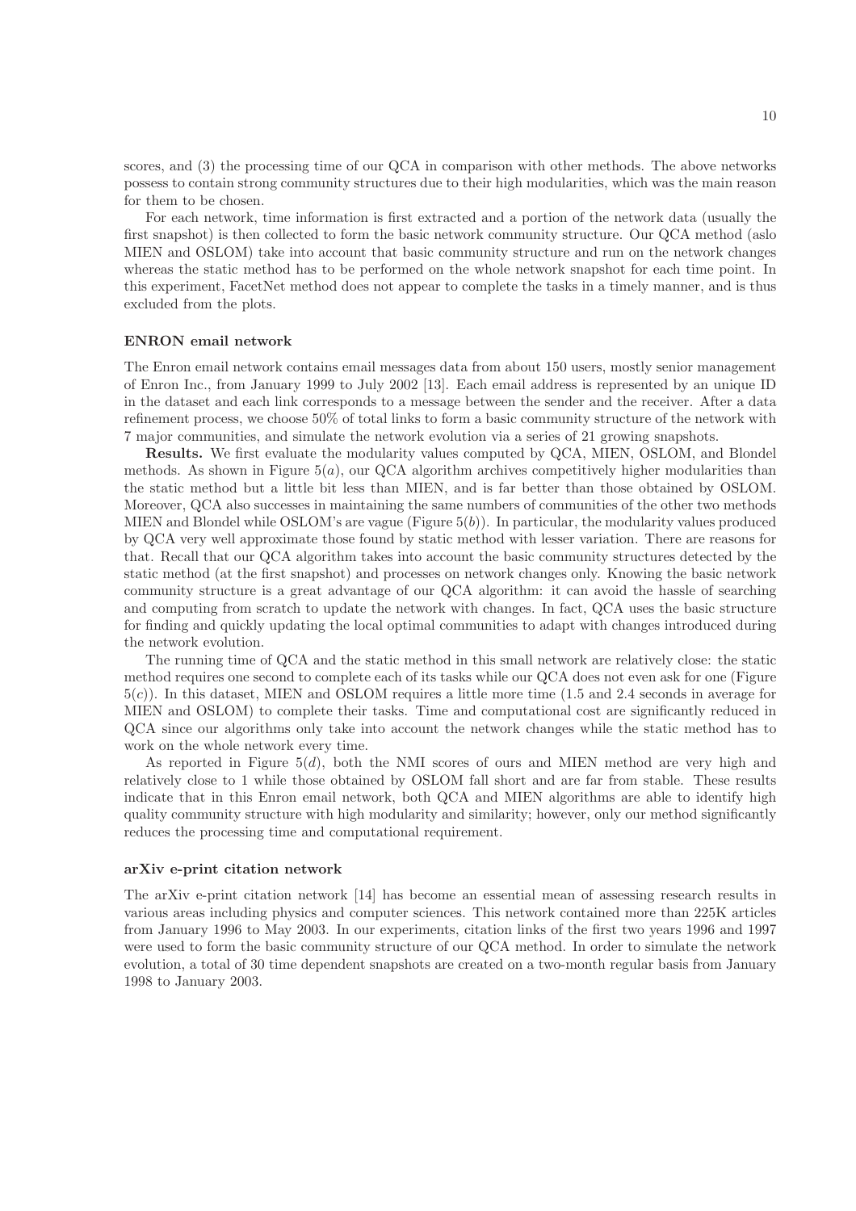scores, and (3) the processing time of our QCA in comparison with other methods. The above networks possess to contain strong community structures due to their high modularities, which was the main reason for them to be chosen.

For each network, time information is first extracted and a portion of the network data (usually the first snapshot) is then collected to form the basic network community structure. Our QCA method (aslo MIEN and OSLOM) take into account that basic community structure and run on the network changes whereas the static method has to be performed on the whole network snapshot for each time point. In this experiment, FacetNet method does not appear to complete the tasks in a timely manner, and is thus excluded from the plots.

### ENRON email network

The Enron email network contains email messages data from about 150 users, mostly senior management of Enron Inc., from January 1999 to July 2002 [13]. Each email address is represented by an unique ID in the dataset and each link corresponds to a message between the sender and the receiver. After a data refinement process, we choose 50% of total links to form a basic community structure of the network with 7 major communities, and simulate the network evolution via a series of 21 growing snapshots.

**Results.** We first evaluate the modularity values computed by QCA, MIEN, OSLOM, and Blondel methods. As shown in Figure 5($a$), our QCA algorithm archives competitively higher modularities than the static method but a little bit less than MIEN, and is far better than those obtained by OSLOM. Moreover, QCA also successes in maintaining the same numbers of communities of the other two methods MIEN and Blondel while OSLOM's are vague (Figure 5($b$)). In particular, the modularity values produced by QCA very well approximate those found by static method with lesser variation. There are reasons for that. Recall that our QCA algorithm takes into account the basic community structures detected by the static method (at the first snapshot) and processes on network changes only. Knowing the basic network community structure is a great advantage of our QCA algorithm: it can avoid the hassle of searching and computing from scratch to update the network with changes. In fact, QCA uses the basic structure for finding and quickly updating the local optimal communities to adapt with changes introduced during the network evolution.

The running time of QCA and the static method in this small network are relatively close: the static method requires one second to complete each of its tasks while our QCA does not even ask for one (Figure 5($c$)). In this dataset, MIEN and OSLOM requires a little more time (1.5 and 2.4 seconds in average for MIEN and OSLOM) to complete their tasks. Time and computational cost are significantly reduced in QCA since our algorithms only take into account the network changes while the static method has to work on the whole network every time.

As reported in Figure 5($d$), both the NMI scores of ours and MIEN method are very high and relatively close to 1 while those obtained by OSLOM fall short and are far from stable. These results indicate that in this Enron email network, both QCA and MIEN algorithms are able to identify high quality community structure with high modularity and similarity; however, only our method significantly reduces the processing time and computational requirement.

### arXiv e-print citation network

The arXiv e-print citation network [14] has become an essential mean of assessing research results in various areas including physics and computer sciences. This network contained more than 225K articles from January 1996 to May 2003. In our experiments, citation links of the first two years 1996 and 1997 were used to form the basic community structure of our QCA method. In order to simulate the network evolution, a total of 30 time dependent snapshots are created on a two-month regular basis from January 1998 to January 2003.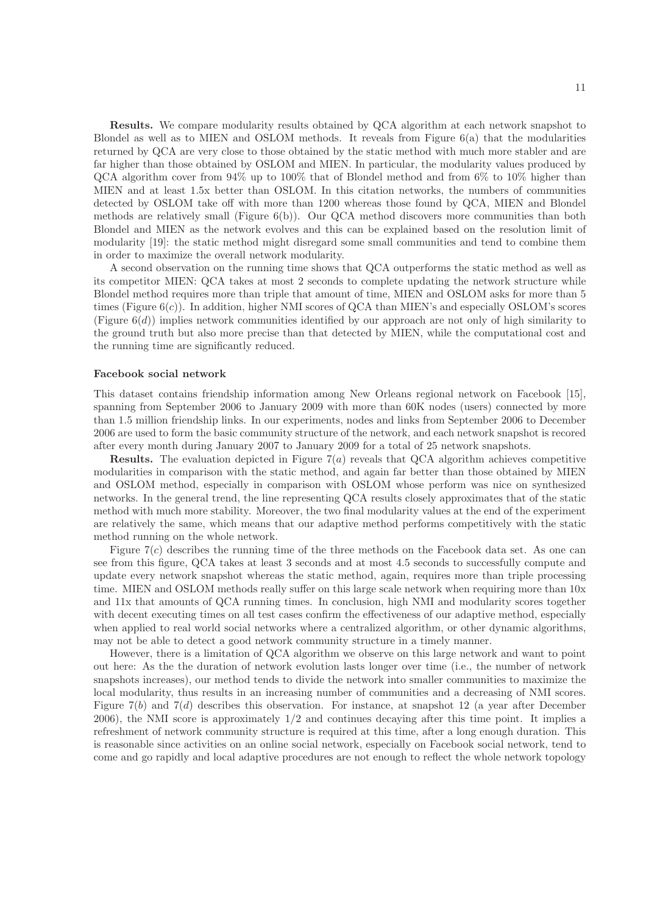**Results.** We compare modularity results obtained by QCA algorithm at each network snapshot to Blondel as well as to MIEN and OSLOM methods. It reveals from Figure 6(a) that the modularities returned by QCA are very close to those obtained by the static method with much more stabler and are far higher than those obtained by OSLOM and MIEN. In particular, the modularity values produced by QCA algorithm cover from 94% up to 100% that of Blondel method and from 6% to 10% higher than MIEN and at least 1.5x better than OSLOM. In this citation networks, the numbers of communities detected by OSLOM take off with more than 1200 whereas those found by QCA, MIEN and Blondel methods are relatively small (Figure 6(b)). Our QCA method discovers more communities than both Blondel and MIEN as the network evolves and this can be explained based on the resolution limit of modularity [19]: the static method might disregard some small communities and tend to combine them in order to maximize the overall network modularity.

A second observation on the running time shows that QCA outperforms the static method as well as its competitor MIEN: QCA takes at most 2 seconds to complete updating the network structure while Blondel method requires more than triple that amount of time, MIEN and OSLOM asks for more than 5 times (Figure 6($c$)). In addition, higher NMI scores of QCA than MIEN's and especially OSLOM's scores (Figure 6($d$)) implies network communities identified by our approach are not only of high similarity to the ground truth but also more precise than that detected by MIEN, while the computational cost and the running time are significantly reduced.

#### Facebook social network

This dataset contains friendship information among New Orleans regional network on Facebook [15], spanning from September 2006 to January 2009 with more than 60K nodes (users) connected by more than 1.5 million friendship links. In our experiments, nodes and links from September 2006 to December 2006 are used to form the basic community structure of the network, and each network snapshot is recored after every month during January 2007 to January 2009 for a total of 25 network snapshots.

**Results.** The evaluation depicted in Figure 7($a$) reveals that QCA algorithm achieves competitive modularities in comparison with the static method, and again far better than those obtained by MIEN and OSLOM method, especially in comparison with OSLOM whose perform was nice on synthesized networks. In the general trend, the line representing QCA results closely approximates that of the static method with much more stability. Moreover, the two final modularity values at the end of the experiment are relatively the same, which means that our adaptive method performs competitively with the static method running on the whole network.

Figure 7($c$) describes the running time of the three methods on the Facebook data set. As one can see from this figure, QCA takes at least 3 seconds and at most 4.5 seconds to successfully compute and update every network snapshot whereas the static method, again, requires more than triple processing time. MIEN and OSLOM methods really suffer on this large scale network when requiring more than 10x and 11x that amounts of QCA running times. In conclusion, high NMI and modularity scores together with decent executing times on all test cases confirm the effectiveness of our adaptive method, especially when applied to real world social networks where a centralized algorithm, or other dynamic algorithms, may not be able to detect a good network community structure in a timely manner.

However, there is a limitation of QCA algorithm we observe on this large network and want to point out here: As the the duration of network evolution lasts longer over time (i.e., the number of network snapshots increases), our method tends to divide the network into smaller communities to maximize the local modularity, thus results in an increasing number of communities and a decreasing of NMI scores. Figure 7($b$) and 7($d$) describes this observation. For instance, at snapshot 12 (a year after December 2006), the NMI score is approximately 1/2 and continues decaying after this time point. It implies a refreshment of network community structure is required at this time, after a long enough duration. This is reasonable since activities on an online social network, especially on Facebook social network, tend to come and go rapidly and local adaptive procedures are not enough to reflect the whole network topology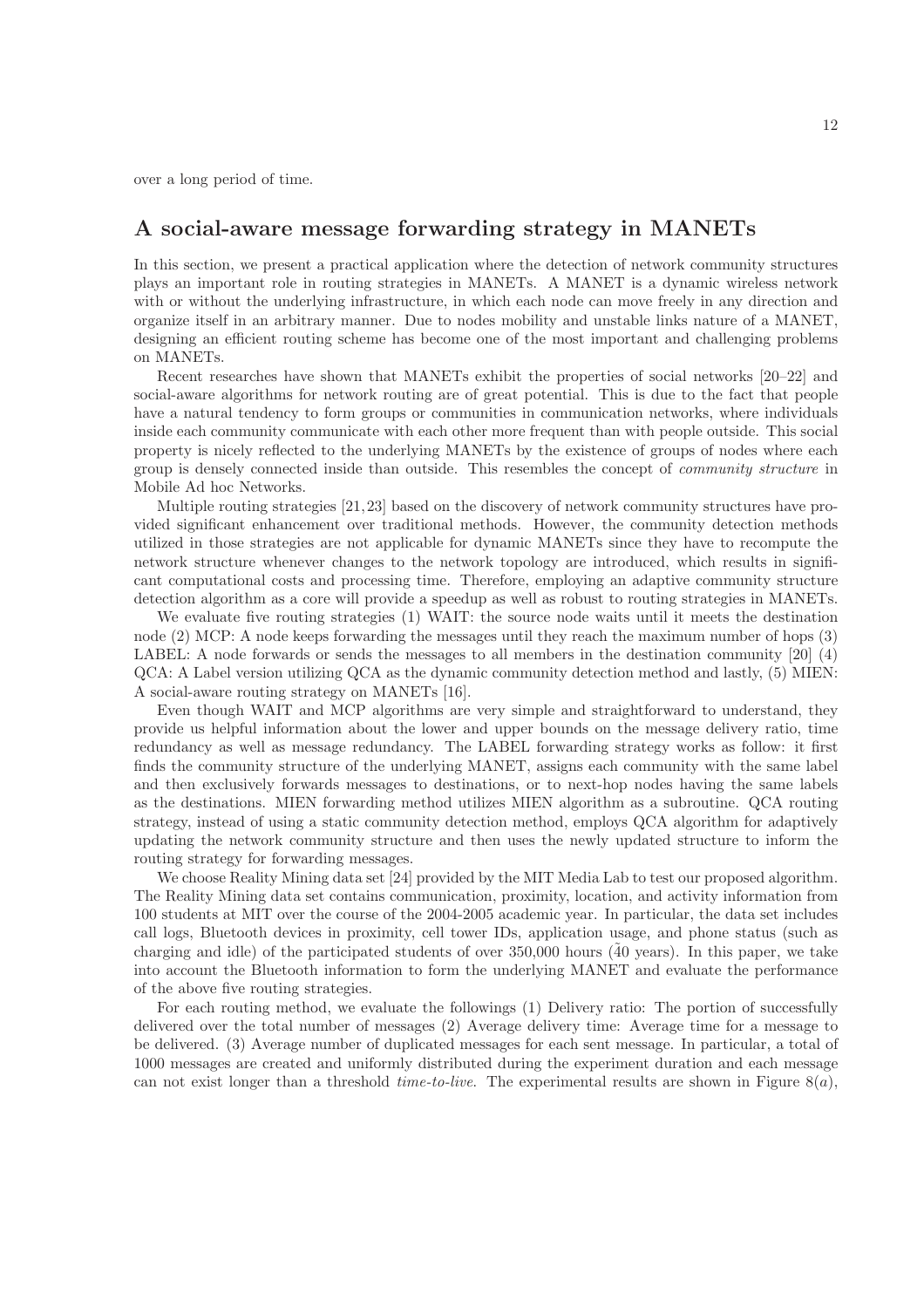over a long period of time.

## A social-aware message forwarding strategy in MANETs

In this section, we present a practical application where the detection of network community structures plays an important role in routing strategies in MANETs. A MANET is a dynamic wireless network with or without the underlying infrastructure, in which each node can move freely in any direction and organize itself in an arbitrary manner. Due to nodes mobility and unstable links nature of a MANET, designing an efficient routing scheme has become one of the most important and challenging problems on MANETs.

Recent researches have shown that MANETs exhibit the properties of social networks [20–22] and social-aware algorithms for network routing are of great potential. This is due to the fact that people have a natural tendency to form groups or communities in communication networks, where individuals inside each community communicate with each other more frequent than with people outside. This social property is nicely reflected to the underlying MANETs by the existence of groups of nodes where each group is densely connected inside than outside. This resembles the concept of *community structure* in Mobile Ad hoc Networks.

Multiple routing strategies [21,23] based on the discovery of network community structures have provided significant enhancement over traditional methods. However, the community detection methods utilized in those strategies are not applicable for dynamic MANETs since they have to recompute the network structure whenever changes to the network topology are introduced, which results in significant computational costs and processing time. Therefore, employing an adaptive community structure detection algorithm as a core will provide a speedup as well as robust to routing strategies in MANETs.

We evaluate five routing strategies (1) WAIT: the source node waits until it meets the destination node (2) MCP: A node keeps forwarding the messages until they reach the maximum number of hops (3) LABEL: A node forwards or sends the messages to all members in the destination community [20] (4) QCA: A Label version utilizing QCA as the dynamic community detection method and lastly, (5) MIEN: A social-aware routing strategy on MANETs [16].

Even though WAIT and MCP algorithms are very simple and straightforward to understand, they provide us helpful information about the lower and upper bounds on the message delivery ratio, time redundancy as well as message redundancy. The LABEL forwarding strategy works as follow: it first finds the community structure of the underlying MANET, assigns each community with the same label and then exclusively forwards messages to destinations, or to next-hop nodes having the same labels as the destinations. MIEN forwarding method utilizes MIEN algorithm as a subroutine. QCA routing strategy, instead of using a static community detection method, employs QCA algorithm for adaptively updating the network community structure and then uses the newly updated structure to inform the routing strategy for forwarding messages.

We choose Reality Mining data set [24] provided by the MIT Media Lab to test our proposed algorithm. The Reality Mining data set contains communication, proximity, location, and activity information from 100 students at MIT over the course of the 2004-2005 academic year. In particular, the data set includes call logs, Bluetooth devices in proximity, cell tower IDs, application usage, and phone status (such as charging and idle) of the participated students of over 350,000 hours ($\tilde{4}0$ years). In this paper, we take into account the Bluetooth information to form the underlying MANET and evaluate the performance of the above five routing strategies.

For each routing method, we evaluate the followings (1) Delivery ratio: The portion of successfully delivered over the total number of messages (2) Average delivery time: Average time for a message to be delivered. (3) Average number of duplicated messages for each sent message. In particular, a total of 1000 messages are created and uniformly distributed during the experiment duration and each message can not exist longer than a threshold *time-to-live*. The experimental results are shown in Figure $8(a)$,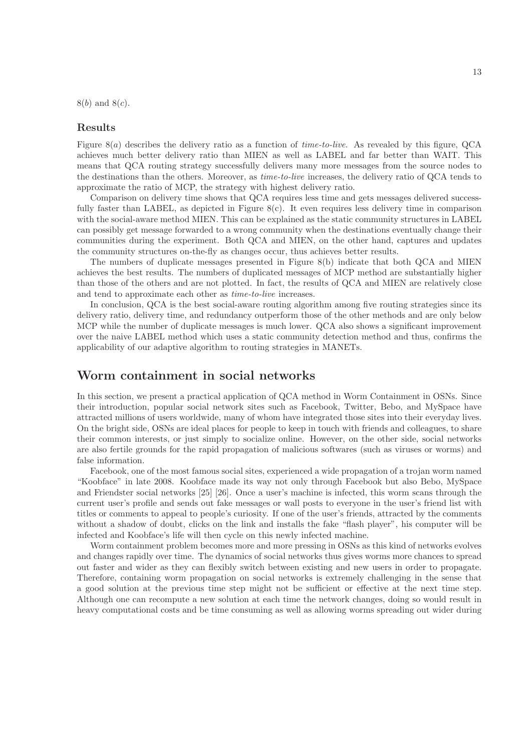8(*b*) and 8(*c*).

### Results

Figure 8(*a*) describes the delivery ratio as a function of *time-to-live*. As revealed by this figure, QCA achieves much better delivery ratio than MIEN as well as LABEL and far better than WAIT. This means that QCA routing strategy successfully delivers many more messages from the source nodes to the destinations than the others. Moreover, as *time-to-live* increases, the delivery ratio of QCA tends to approximate the ratio of MCP, the strategy with highest delivery ratio.

Comparison on delivery time shows that QCA requires less time and gets messages delivered successfully faster than LABEL, as depicted in Figure 8(c). It even requires less delivery time in comparison with the social-aware method MIEN. This can be explained as the static community structures in LABEL can possibly get message forwarded to a wrong community when the destinations eventually change their communities during the experiment. Both QCA and MIEN, on the other hand, captures and updates the community structures on-the-fly as changes occur, thus achieves better results.

The numbers of duplicate messages presented in Figure 8(b) indicate that both QCA and MIEN achieves the best results. The numbers of duplicated messages of MCP method are substantially higher than those of the others and are not plotted. In fact, the results of QCA and MIEN are relatively close and tend to approximate each other as *time-to-live* increases.

In conclusion, QCA is the best social-aware routing algorithm among five routing strategies since its delivery ratio, delivery time, and redundancy outperform those of the other methods and are only below MCP while the number of duplicate messages is much lower. QCA also shows a significant improvement over the naive LABEL method which uses a static community detection method and thus, confirms the applicability of our adaptive algorithm to routing strategies in MANETs.

## Worm containment in social networks

In this section, we present a practical application of QCA method in Worm Containment in OSNs. Since their introduction, popular social network sites such as Facebook, Twitter, Bebo, and MySpace have attracted millions of users worldwide, many of whom have integrated those sites into their everyday lives. On the bright side, OSNs are ideal places for people to keep in touch with friends and colleagues, to share their common interests, or just simply to socialize online. However, on the other side, social networks are also fertile grounds for the rapid propagation of malicious softwares (such as viruses or worms) and false information.

Facebook, one of the most famous social sites, experienced a wide propagation of a trojan worm named "Koobface" in late 2008. Koobface made its way not only through Facebook but also Bebo, MySpace and Friendster social networks [25] [26]. Once a user's machine is infected, this worm scans through the current user's profile and sends out fake messages or wall posts to everyone in the user's friend list with titles or comments to appeal to people's curiosity. If one of the user's friends, attracted by the comments without a shadow of doubt, clicks on the link and installs the fake "flash player", his computer will be infected and Koobface's life will then cycle on this newly infected machine.

Worm containment problem becomes more and more pressing in OSNs as this kind of networks evolves and changes rapidly over time. The dynamics of social networks thus gives worms more chances to spread out faster and wider as they can flexibly switch between existing and new users in order to propagate. Therefore, containing worm propagation on social networks is extremely challenging in the sense that a good solution at the previous time step might not be sufficient or effective at the next time step. Although one can recompute a new solution at each time the network changes, doing so would result in heavy computational costs and be time consuming as well as allowing worms spreading out wider during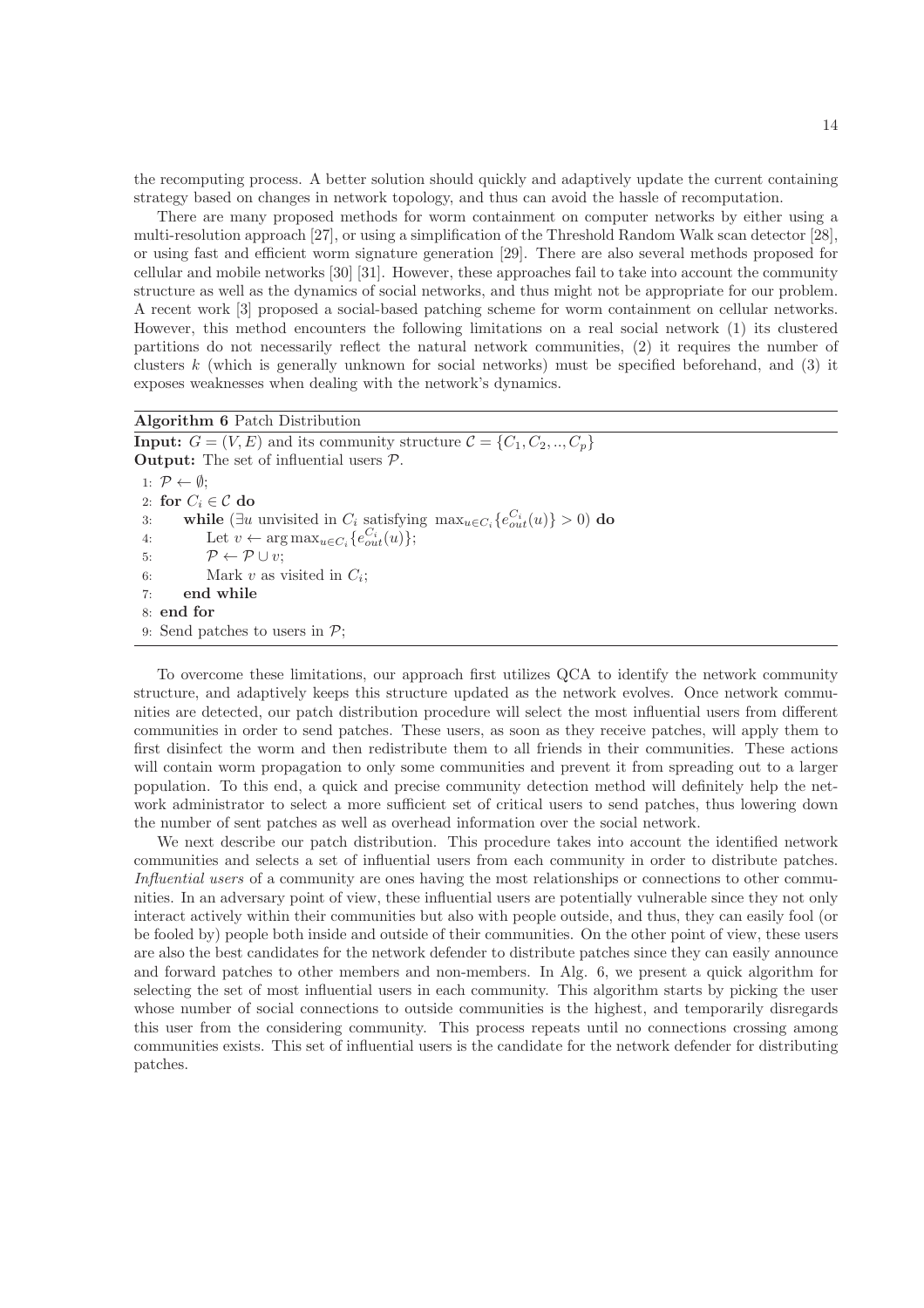the recomputing process. A better solution should quickly and adaptively update the current containing strategy based on changes in network topology, and thus can avoid the hassle of recomputation.

There are many proposed methods for worm containment on computer networks by either using a multi-resolution approach [27], or using a simplification of the Threshold Random Walk scan detector [28], or using fast and efficient worm signature generation [29]. There are also several methods proposed for cellular and mobile networks [30] [31]. However, these approaches fail to take into account the community structure as well as the dynamics of social networks, and thus might not be appropriate for our problem. A recent work [3] proposed a social-based patching scheme for worm containment on cellular networks. However, this method encounters the following limitations on a real social network (1) its clustered partitions do not necessarily reflect the natural network communities, (2) it requires the number of clusters $k$ (which is generally unknown for social networks) must be specified beforehand, and (3) it exposes weaknesses when dealing with the network's dynamics.

**Algorithm 6** Patch Distribution

**Input:** $G = (V, E)$ and its community structure $\mathcal{C} = \{C_1, C_2, .., C_p\}$
**Output:** The set of influential users $\mathcal{P}$.

1: $\mathcal{P} \leftarrow \emptyset$;
2: **for** $C_i \in \mathcal{C}$ **do**
3: &nbsp;&nbsp;&nbsp;&nbsp;**while** ($\exists u$ unvisited in $C_i$ satisfying $\max_{u \in C_i}\{e_{out}^{C_i}(u)\} > 0$) **do**
4: &nbsp;&nbsp;&nbsp;&nbsp;&nbsp;&nbsp;&nbsp;&nbsp;Let $v \leftarrow \arg\max_{u \in C_i}\{e_{out}^{C_i}(u)\}$;
5: &nbsp;&nbsp;&nbsp;&nbsp;&nbsp;&nbsp;&nbsp;&nbsp;$\mathcal{P} \leftarrow \mathcal{P} \cup v$;
6: &nbsp;&nbsp;&nbsp;&nbsp;&nbsp;&nbsp;&nbsp;&nbsp;Mark $v$ as visited in $C_i$;
7: &nbsp;&nbsp;&nbsp;&nbsp;**end while**
8: **end for**
9: Send patches to users in $\mathcal{P}$;

To overcome these limitations, our approach first utilizes QCA to identify the network community structure, and adaptively keeps this structure updated as the network evolves. Once network communities are detected, our patch distribution procedure will select the most influential users from different communities in order to send patches. These users, as soon as they receive patches, will apply them to first disinfect the worm and then redistribute them to all friends in their communities. These actions will contain worm propagation to only some communities and prevent it from spreading out to a larger population. To this end, a quick and precise community detection method will definitely help the network administrator to select a more sufficient set of critical users to send patches, thus lowering down the number of sent patches as well as overhead information over the social network.

We next describe our patch distribution. This procedure takes into account the identified network communities and selects a set of influential users from each community in order to distribute patches. *Influential users* of a community are ones having the most relationships or connections to other communities. In an adversary point of view, these influential users are potentially vulnerable since they not only interact actively within their communities but also with people outside, and thus, they can easily fool (or be fooled by) people both inside and outside of their communities. On the other point of view, these users are also the best candidates for the network defender to distribute patches since they can easily announce and forward patches to other members and non-members. In Alg. 6, we present a quick algorithm for selecting the set of most influential users in each community. This algorithm starts by picking the user whose number of social connections to outside communities is the highest, and temporarily disregards this user from the considering community. This process repeats until no connections crossing among communities exists. This set of influential users is the candidate for the network defender for distributing patches.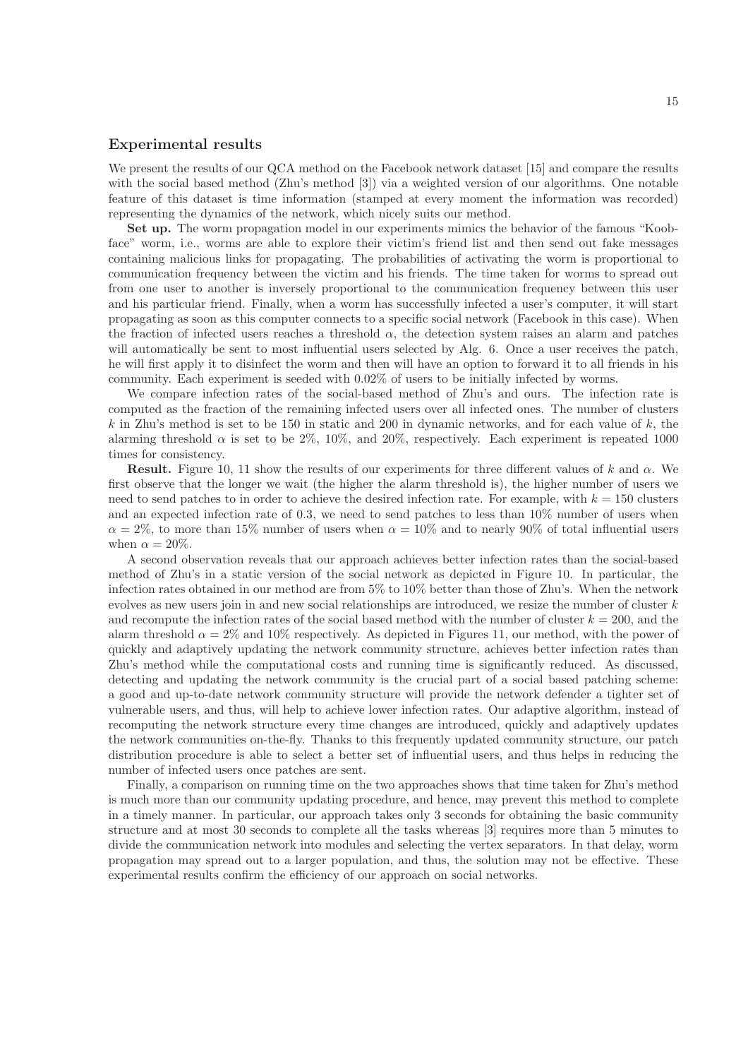### Experimental results

We present the results of our QCA method on the Facebook network dataset [15] and compare the results with the social based method (Zhu's method [3]) via a weighted version of our algorithms. One notable feature of this dataset is time information (stamped at every moment the information was recorded) representing the dynamics of the network, which nicely suits our method.

**Set up.** The worm propagation model in our experiments mimics the behavior of the famous "Koobface" worm, i.e., worms are able to explore their victim's friend list and then send out fake messages containing malicious links for propagating. The probabilities of activating the worm is proportional to communication frequency between the victim and his friends. The time taken for worms to spread out from one user to another is inversely proportional to the communication frequency between this user and his particular friend. Finally, when a worm has successfully infected a user's computer, it will start propagating as soon as this computer connects to a specific social network (Facebook in this case). When the fraction of infected users reaches a threshold $\alpha$, the detection system raises an alarm and patches will automatically be sent to most influential users selected by Alg. 6. Once a user receives the patch, he will first apply it to disinfect the worm and then will have an option to forward it to all friends in his community. Each experiment is seeded with 0.02% of users to be initially infected by worms.

We compare infection rates of the social-based method of Zhu's and ours. The infection rate is computed as the fraction of the remaining infected users over all infected ones. The number of clusters $k$ in Zhu's method is set to be 150 in static and 200 in dynamic networks, and for each value of $k$, the alarming threshold $\alpha$ is set to be 2%, 10%, and 20%, respectively. Each experiment is repeated 1000 times for consistency.

**Result.** Figure 10, 11 show the results of our experiments for three different values of $k$ and $\alpha$. We first observe that the longer we wait (the higher the alarm threshold is), the higher number of users we need to send patches to in order to achieve the desired infection rate. For example, with $k = 150$ clusters and an expected infection rate of 0.3, we need to send patches to less than 10% number of users when $\alpha = 2\%$, to more than 15% number of users when $\alpha = 10\%$ and to nearly 90% of total influential users when $\alpha = 20\%$.

A second observation reveals that our approach achieves better infection rates than the social-based method of Zhu's in a static version of the social network as depicted in Figure 10. In particular, the infection rates obtained in our method are from 5% to 10% better than those of Zhu's. When the network evolves as new users join in and new social relationships are introduced, we resize the number of cluster $k$ and recompute the infection rates of the social based method with the number of cluster $k = 200$, and the alarm threshold $\alpha = 2\%$ and 10% respectively. As depicted in Figures 11, our method, with the power of quickly and adaptively updating the network community structure, achieves better infection rates than Zhu's method while the computational costs and running time is significantly reduced. As discussed, detecting and updating the network community is the crucial part of a social based patching scheme: a good and up-to-date network community structure will provide the network defender a tighter set of vulnerable users, and thus, will help to achieve lower infection rates. Our adaptive algorithm, instead of recomputing the network structure every time changes are introduced, quickly and adaptively updates the network communities on-the-fly. Thanks to this frequently updated community structure, our patch distribution procedure is able to select a better set of influential users, and thus helps in reducing the number of infected users once patches are sent.

Finally, a comparison on running time on the two approaches shows that time taken for Zhu's method is much more than our community updating procedure, and hence, may prevent this method to complete in a timely manner. In particular, our approach takes only 3 seconds for obtaining the basic community structure and at most 30 seconds to complete all the tasks whereas [3] requires more than 5 minutes to divide the communication network into modules and selecting the vertex separators. In that delay, worm propagation may spread out to a larger population, and thus, the solution may not be effective. These experimental results confirm the efficiency of our approach on social networks.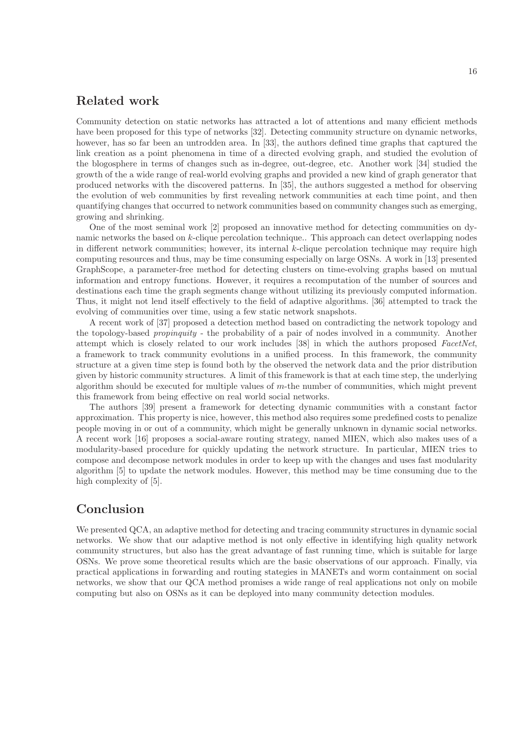## Related work

Community detection on static networks has attracted a lot of attentions and many efficient methods have been proposed for this type of networks [32]. Detecting community structure on dynamic networks, however, has so far been an untrodden area. In [33], the authors defined time graphs that captured the link creation as a point phenomena in time of a directed evolving graph, and studied the evolution of the blogosphere in terms of changes such as in-degree, out-degree, etc. Another work [34] studied the growth of the a wide range of real-world evolving graphs and provided a new kind of graph generator that produced networks with the discovered patterns. In [35], the authors suggested a method for observing the evolution of web communities by first revealing network communities at each time point, and then quantifying changes that occurred to network communities based on community changes such as emerging, growing and shrinking.

One of the most seminal work [2] proposed an innovative method for detecting communities on dynamic networks the based on $k$-clique percolation technique.. This approach can detect overlapping nodes in different network communities; however, its internal $k$-clique percolation technique may require high computing resources and thus, may be time consuming especially on large OSNs. A work in [13] presented GraphScope, a parameter-free method for detecting clusters on time-evolving graphs based on mutual information and entropy functions. However, it requires a recomputation of the number of sources and destinations each time the graph segments change without utilizing its previously computed information. Thus, it might not lend itself effectively to the field of adaptive algorithms. [36] attempted to track the evolving of communities over time, using a few static network snapshots.

A recent work of [37] proposed a detection method based on contradicting the network topology and the topology-based *propinquity* - the probability of a pair of nodes involved in a community. Another attempt which is closely related to our work includes [38] in which the authors proposed *FacetNet*, a framework to track community evolutions in a unified process. In this framework, the community structure at a given time step is found both by the observed the network data and the prior distribution given by historic community structures. A limit of this framework is that at each time step, the underlying algorithm should be executed for multiple values of $m$-the number of communities, which might prevent this framework from being effective on real world social networks.

The authors [39] present a framework for detecting dynamic communities with a constant factor approximation. This property is nice, however, this method also requires some predefined costs to penalize people moving in or out of a community, which might be generally unknown in dynamic social networks. A recent work [16] proposes a social-aware routing strategy, named MIEN, which also makes uses of a modularity-based procedure for quickly updating the network structure. In particular, MIEN tries to compose and decompose network modules in order to keep up with the changes and uses fast modularity algorithm [5] to update the network modules. However, this method may be time consuming due to the high complexity of [5].

## Conclusion

We presented QCA, an adaptive method for detecting and tracing community structures in dynamic social networks. We show that our adaptive method is not only effective in identifying high quality network community structures, but also has the great advantage of fast running time, which is suitable for large OSNs. We prove some theoretical results which are the basic observations of our approach. Finally, via practical applications in forwarding and routing stategies in MANETs and worm containment on social networks, we show that our QCA method promises a wide range of real applications not only on mobile computing but also on OSNs as it can be deployed into many community detection modules.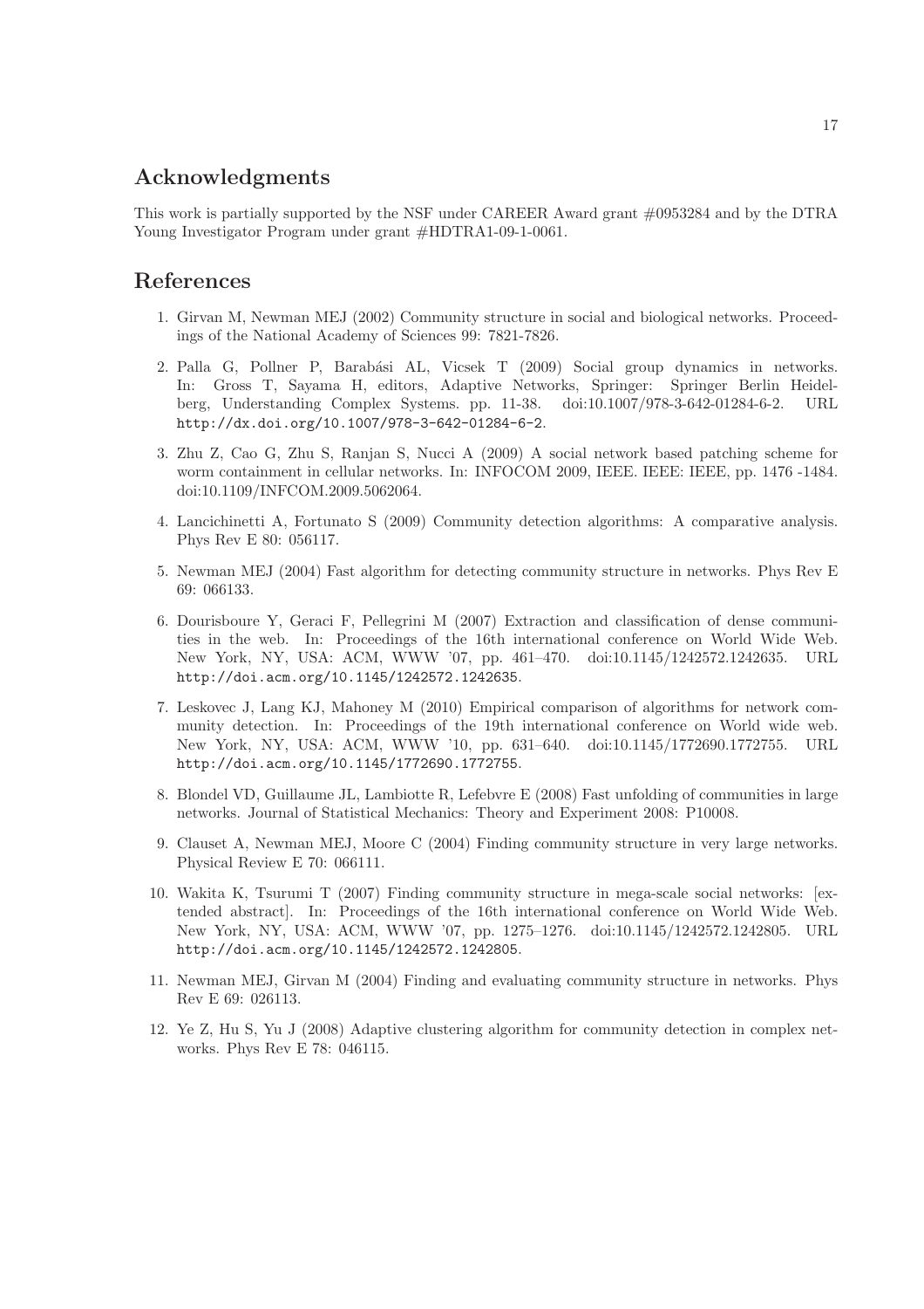## Acknowledgments

This work is partially supported by the NSF under CAREER Award grant #0953284 and by the DTRA Young Investigator Program under grant #HDTRA1-09-1-0061.

## References

1. Girvan M, Newman MEJ (2002) Community structure in social and biological networks. Proceedings of the National Academy of Sciences 99: 7821-7826.

2. Palla G, Pollner P, Barabási AL, Vicsek T (2009) Social group dynamics in networks. In: Gross T, Sayama H, editors, Adaptive Networks, Springer: Springer Berlin Heidelberg, Understanding Complex Systems. pp. 11-38. doi:10.1007/978-3-642-01284-6-2. URL http://dx.doi.org/10.1007/978-3-642-01284-6-2.

3. Zhu Z, Cao G, Zhu S, Ranjan S, Nucci A (2009) A social network based patching scheme for worm containment in cellular networks. In: INFOCOM 2009, IEEE. IEEE: IEEE, pp. 1476 -1484. doi:10.1109/INFCOM.2009.5062064.

4. Lancichinetti A, Fortunato S (2009) Community detection algorithms: A comparative analysis. Phys Rev E 80: 056117.

5. Newman MEJ (2004) Fast algorithm for detecting community structure in networks. Phys Rev E 69: 066133.

6. Dourisboure Y, Geraci F, Pellegrini M (2007) Extraction and classification of dense communities in the web. In: Proceedings of the 16th international conference on World Wide Web. New York, NY, USA: ACM, WWW '07, pp. 461–470. doi:10.1145/1242572.1242635. URL http://doi.acm.org/10.1145/1242572.1242635.

7. Leskovec J, Lang KJ, Mahoney M (2010) Empirical comparison of algorithms for network community detection. In: Proceedings of the 19th international conference on World wide web. New York, NY, USA: ACM, WWW '10, pp. 631–640. doi:10.1145/1772690.1772755. URL http://doi.acm.org/10.1145/1772690.1772755.

8. Blondel VD, Guillaume JL, Lambiotte R, Lefebvre E (2008) Fast unfolding of communities in large networks. Journal of Statistical Mechanics: Theory and Experiment 2008: P10008.

9. Clauset A, Newman MEJ, Moore C (2004) Finding community structure in very large networks. Physical Review E 70: 066111.

10. Wakita K, Tsurumi T (2007) Finding community structure in mega-scale social networks: [extended abstract]. In: Proceedings of the 16th international conference on World Wide Web. New York, NY, USA: ACM, WWW '07, pp. 1275–1276. doi:10.1145/1242572.1242805. URL http://doi.acm.org/10.1145/1242572.1242805.

11. Newman MEJ, Girvan M (2004) Finding and evaluating community structure in networks. Phys Rev E 69: 026113.

12. Ye Z, Hu S, Yu J (2008) Adaptive clustering algorithm for community detection in complex networks. Phys Rev E 78: 046115.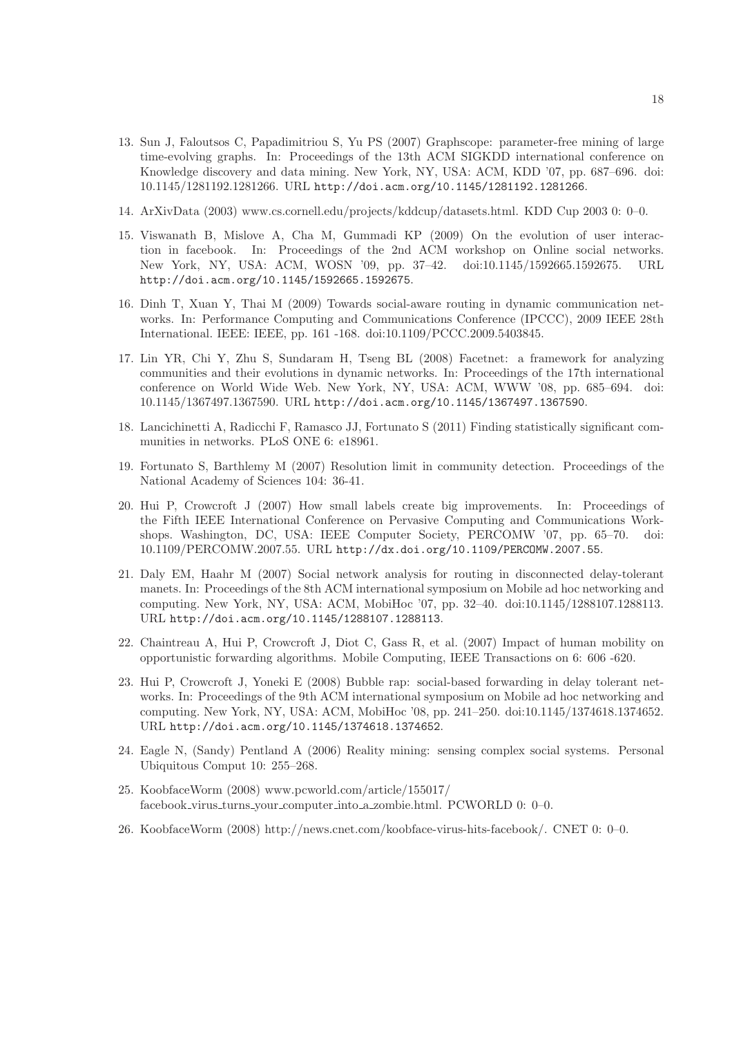13. Sun J, Faloutsos C, Papadimitriou S, Yu PS (2007) Graphscope: parameter-free mining of large time-evolving graphs. In: Proceedings of the 13th ACM SIGKDD international conference on Knowledge discovery and data mining. New York, NY, USA: ACM, KDD '07, pp. 687–696. doi: 10.1145/1281192.1281266. URL http://doi.acm.org/10.1145/1281192.1281266.

14. ArXivData (2003) www.cs.cornell.edu/projects/kddcup/datasets.html. KDD Cup 2003 0: 0–0.

15. Viswanath B, Mislove A, Cha M, Gummadi KP (2009) On the evolution of user interaction in facebook. In: Proceedings of the 2nd ACM workshop on Online social networks. New York, NY, USA: ACM, WOSN '09, pp. 37–42. doi:10.1145/1592665.1592675. URL http://doi.acm.org/10.1145/1592665.1592675.

16. Dinh T, Xuan Y, Thai M (2009) Towards social-aware routing in dynamic communication networks. In: Performance Computing and Communications Conference (IPCCC), 2009 IEEE 28th International. IEEE: IEEE, pp. 161 -168. doi:10.1109/PCCC.2009.5403845.

17. Lin YR, Chi Y, Zhu S, Sundaram H, Tseng BL (2008) Facetnet: a framework for analyzing communities and their evolutions in dynamic networks. In: Proceedings of the 17th international conference on World Wide Web. New York, NY, USA: ACM, WWW '08, pp. 685–694. doi: 10.1145/1367497.1367590. URL http://doi.acm.org/10.1145/1367497.1367590.

18. Lancichinetti A, Radicchi F, Ramasco JJ, Fortunato S (2011) Finding statistically significant communities in networks. PLoS ONE 6: e18961.

19. Fortunato S, Barthlemy M (2007) Resolution limit in community detection. Proceedings of the National Academy of Sciences 104: 36-41.

20. Hui P, Crowcroft J (2007) How small labels create big improvements. In: Proceedings of the Fifth IEEE International Conference on Pervasive Computing and Communications Workshops. Washington, DC, USA: IEEE Computer Society, PERCOMW '07, pp. 65–70. doi: 10.1109/PERCOMW.2007.55. URL http://dx.doi.org/10.1109/PERCOMW.2007.55.

21. Daly EM, Haahr M (2007) Social network analysis for routing in disconnected delay-tolerant manets. In: Proceedings of the 8th ACM international symposium on Mobile ad hoc networking and computing. New York, NY, USA: ACM, MobiHoc '07, pp. 32–40. doi:10.1145/1288107.1288113. URL http://doi.acm.org/10.1145/1288107.1288113.

22. Chaintreau A, Hui P, Crowcroft J, Diot C, Gass R, et al. (2007) Impact of human mobility on opportunistic forwarding algorithms. Mobile Computing, IEEE Transactions on 6: 606 -620.

23. Hui P, Crowcroft J, Yoneki E (2008) Bubble rap: social-based forwarding in delay tolerant networks. In: Proceedings of the 9th ACM international symposium on Mobile ad hoc networking and computing. New York, NY, USA: ACM, MobiHoc '08, pp. 241–250. doi:10.1145/1374618.1374652. URL http://doi.acm.org/10.1145/1374618.1374652.

24. Eagle N, (Sandy) Pentland A (2006) Reality mining: sensing complex social systems. Personal Ubiquitous Comput 10: 255–268.

25. KoobfaceWorm (2008) www.pcworld.com/article/155017/ facebook_virus_turns_your_computer_into_a_zombie.html. PCWORLD 0: 0–0.

26. KoobfaceWorm (2008) http://news.cnet.com/koobface-virus-hits-facebook/. CNET 0: 0–0.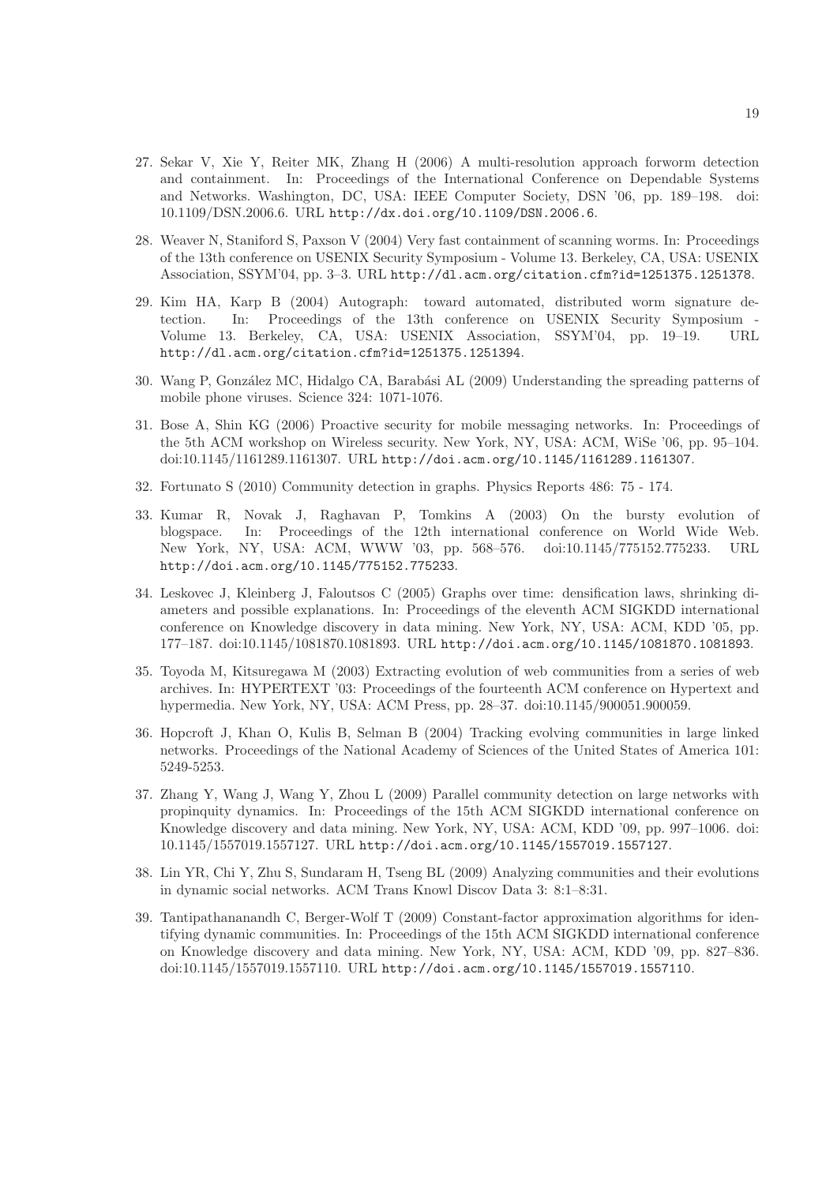27. Sekar V, Xie Y, Reiter MK, Zhang H (2006) A multi-resolution approach forworm detection and containment. In: Proceedings of the International Conference on Dependable Systems and Networks. Washington, DC, USA: IEEE Computer Society, DSN '06, pp. 189–198. doi: 10.1109/DSN.2006.6. URL http://dx.doi.org/10.1109/DSN.2006.6.

28. Weaver N, Staniford S, Paxson V (2004) Very fast containment of scanning worms. In: Proceedings of the 13th conference on USENIX Security Symposium - Volume 13. Berkeley, CA, USA: USENIX Association, SSYM'04, pp. 3–3. URL http://dl.acm.org/citation.cfm?id=1251375.1251378.

29. Kim HA, Karp B (2004) Autograph: toward automated, distributed worm signature detection. In: Proceedings of the 13th conference on USENIX Security Symposium - Volume 13. Berkeley, CA, USA: USENIX Association, SSYM'04, pp. 19–19. URL http://dl.acm.org/citation.cfm?id=1251375.1251394.

30. Wang P, González MC, Hidalgo CA, Barabási AL (2009) Understanding the spreading patterns of mobile phone viruses. Science 324: 1071-1076.

31. Bose A, Shin KG (2006) Proactive security for mobile messaging networks. In: Proceedings of the 5th ACM workshop on Wireless security. New York, NY, USA: ACM, WiSe '06, pp. 95–104. doi:10.1145/1161289.1161307. URL http://doi.acm.org/10.1145/1161289.1161307.

32. Fortunato S (2010) Community detection in graphs. Physics Reports 486: 75 - 174.

33. Kumar R, Novak J, Raghavan P, Tomkins A (2003) On the bursty evolution of blogspace. In: Proceedings of the 12th international conference on World Wide Web. New York, NY, USA: ACM, WWW '03, pp. 568–576. doi:10.1145/775152.775233. URL http://doi.acm.org/10.1145/775152.775233.

34. Leskovec J, Kleinberg J, Faloutsos C (2005) Graphs over time: densification laws, shrinking diameters and possible explanations. In: Proceedings of the eleventh ACM SIGKDD international conference on Knowledge discovery in data mining. New York, NY, USA: ACM, KDD '05, pp. 177–187. doi:10.1145/1081870.1081893. URL http://doi.acm.org/10.1145/1081870.1081893.

35. Toyoda M, Kitsuregawa M (2003) Extracting evolution of web communities from a series of web archives. In: HYPERTEXT '03: Proceedings of the fourteenth ACM conference on Hypertext and hypermedia. New York, NY, USA: ACM Press, pp. 28–37. doi:10.1145/900051.900059.

36. Hopcroft J, Khan O, Kulis B, Selman B (2004) Tracking evolving communities in large linked networks. Proceedings of the National Academy of Sciences of the United States of America 101: 5249-5253.

37. Zhang Y, Wang J, Wang Y, Zhou L (2009) Parallel community detection on large networks with propinquity dynamics. In: Proceedings of the 15th ACM SIGKDD international conference on Knowledge discovery and data mining. New York, NY, USA: ACM, KDD '09, pp. 997–1006. doi: 10.1145/1557019.1557127. URL http://doi.acm.org/10.1145/1557019.1557127.

38. Lin YR, Chi Y, Zhu S, Sundaram H, Tseng BL (2009) Analyzing communities and their evolutions in dynamic social networks. ACM Trans Knowl Discov Data 3: 8:1–8:31.

39. Tantipathananandh C, Berger-Wolf T (2009) Constant-factor approximation algorithms for identifying dynamic communities. In: Proceedings of the 15th ACM SIGKDD international conference on Knowledge discovery and data mining. New York, NY, USA: ACM, KDD '09, pp. 827–836. doi:10.1145/1557019.1557110. URL http://doi.acm.org/10.1145/1557019.1557110.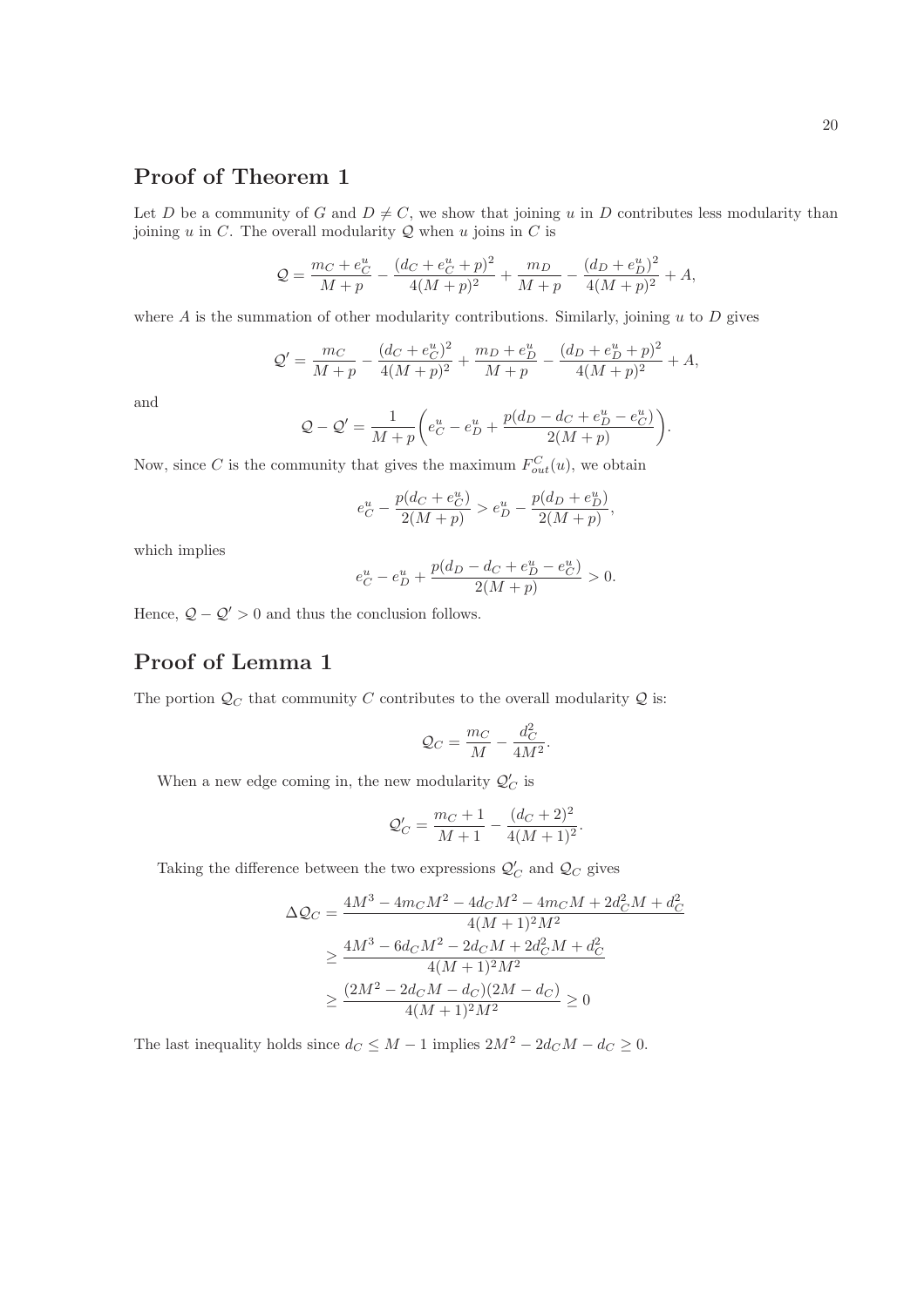## Proof of Theorem 1

Let $D$ be a community of $G$ and $D \neq C$, we show that joining $u$ in $D$ contributes less modularity than joining $u$ in $C$. The overall modularity $\mathcal{Q}$ when $u$ joins in $C$ is

$$\mathcal{Q} = \frac{m_C + e_C^u}{M+p} - \frac{(d_C + e_C^u + p)^2}{4(M+p)^2} + \frac{m_D}{M+p} - \frac{(d_D + e_D^u)^2}{4(M+p)^2} + A,$$

where $A$ is the summation of other modularity contributions. Similarly, joining $u$ to $D$ gives

$$\mathcal{Q}' = \frac{m_C}{M+p} - \frac{(d_C + e_C^u)^2}{4(M+p)^2} + \frac{m_D + e_D^u}{M+p} - \frac{(d_D + e_D^u + p)^2}{4(M+p)^2} + A,$$

and

$$\mathcal{Q} - \mathcal{Q}' = \frac{1}{M+p}\left( e_C^u - e_D^u + \frac{p(d_D - d_C + e_D^u - e_C^u)}{2(M+p)} \right).$$

Now, since $C$ is the community that gives the maximum $F_{out}^C(u)$, we obtain

$$e_C^u - \frac{p(d_C + e_C^u)}{2(M+p)} > e_D^u - \frac{p(d_D + e_D^u)}{2(M+p)},$$

which implies

$$e_C^u - e_D^u + \frac{p(d_D - d_C + e_D^u - e_C^u)}{2(M+p)} > 0.$$

Hence, $\mathcal{Q} - \mathcal{Q}' > 0$ and thus the conclusion follows.

## Proof of Lemma 1

The portion $\mathcal{Q}_C$ that community $C$ contributes to the overall modularity $\mathcal{Q}$ is:

$$\mathcal{Q}_C = \frac{m_C}{M} - \frac{d_C^2}{4M^2}.$$

When a new edge coming in, the new modularity $\mathcal{Q}'_C$ is

$$\mathcal{Q}'_C = \frac{m_C + 1}{M+1} - \frac{(d_C + 2)^2}{4(M+1)^2}.$$

Taking the difference between the two expressions $\mathcal{Q}'_C$ and $\mathcal{Q}_C$ gives

$$\begin{aligned}
\Delta\mathcal{Q}_C &= \frac{4M^3 - 4m_C M^2 - 4d_C M^2 - 4m_C M + 2d_C^2 M + d_C^2}{4(M+1)^2 M^2} \\
&\geq \frac{4M^3 - 6d_C M^2 - 2d_C M + 2d_C^2 M + d_C^2}{4(M+1)^2 M^2} \\
&\geq \frac{(2M^2 - 2d_C M - d_C)(2M - d_C)}{4(M+1)^2 M^2} \geq 0
\end{aligned}$$

The last inequality holds since $d_C \leq M - 1$ implies $2M^2 - 2d_C M - d_C \geq 0$.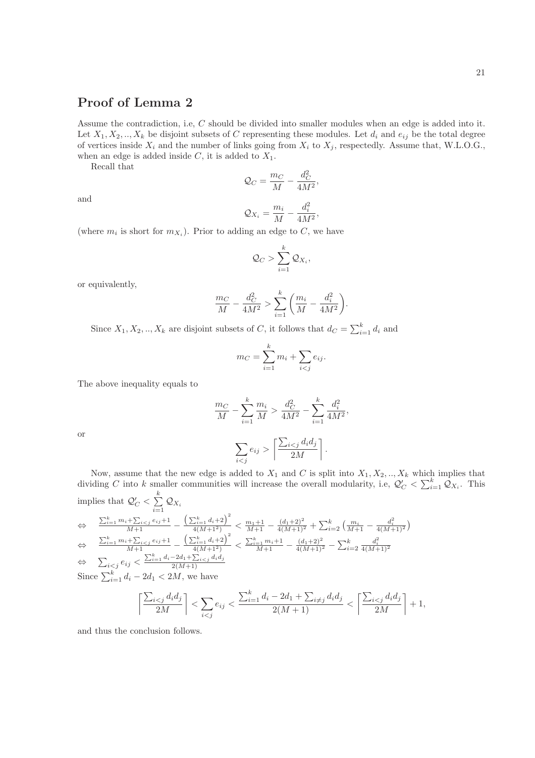## Proof of Lemma 2

Assume the contradiction, i.e, $C$ should be divided into smaller modules when an edge is added into it. Let $X_1, X_2, .., X_k$ be disjoint subsets of $C$ representing these modules. Let $d_i$ and $e_{ij}$ be the total degree of vertices inside $X_i$ and the number of links going from $X_i$ to $X_j$, respectedly. Assume that, W.L.O.G., when an edge is added inside $C$, it is added to $X_1$.

Recall that

$$\mathcal{Q}_C = \frac{m_C}{M} - \frac{d_C^2}{4M^2},$$

and

$$\mathcal{Q}_{X_i} = \frac{m_i}{M} - \frac{d_i^2}{4M^2},$$

(where $m_i$ is short for $m_{X_i}$). Prior to adding an edge to $C$, we have

$$\mathcal{Q}_C > \sum_{i=1}^{k} \mathcal{Q}_{X_i},$$

or equivalently,

$$\frac{m_C}{M} - \frac{d_C^2}{4M^2} > \sum_{i=1}^{k} \left( \frac{m_i}{M} - \frac{d_i^2}{4M^2} \right).$$

Since $X_1, X_2, .., X_k$ are disjoint subsets of $C$, it follows that $d_C = \sum_{i=1}^{k} d_i$ and

$$m_C = \sum_{i=1}^{k} m_i + \sum_{i<j} e_{ij}.$$

The above inequality equals to

$$\frac{m_C}{M} - \sum_{i=1}^{k} \frac{m_i}{M} > \frac{d_C^2}{4M^2} - \sum_{i=1}^{k} \frac{d_i^2}{4M^2},$$

or

$$\sum_{i<j} e_{ij} > \left\lceil \frac{\sum_{i<j} d_i d_j}{2M} \right\rceil.$$

Now, assume that the new edge is added to $X_1$ and $C$ is split into $X_1, X_2, .., X_k$ which implies that dividing $C$ into $k$ smaller communities will increase the overall modularity, i.e, $\mathcal{Q}'_C < \sum_{i=1}^{k} \mathcal{Q}_{X_i}$. This implies that $\mathcal{Q}'_C < \sum\limits_{i=1}^{k} \mathcal{Q}_{X_i}$

$$\Leftrightarrow \quad \frac{\sum_{i=1}^{k} m_i + \sum_{i<j} e_{ij} + 1}{M+1} - \frac{\left(\sum_{i=1}^{k} d_i + 2\right)^2}{4(M+1^2)} < \frac{m_1+1}{M+1} - \frac{(d_1+2)^2}{4(M+1)^2} + \sum_{i=2}^{k} \left( \frac{m_i}{M+1} - \frac{d_i^2}{4(M+1)^2} \right)$$

$$\Leftrightarrow \quad \frac{\sum_{i=1}^{k} m_i + \sum_{i<j} e_{ij} + 1}{M+1} - \frac{\left(\sum_{i=1}^{k} d_i + 2\right)^2}{4(M+1^2)} < \frac{\sum_{i=1}^{k} m_i + 1}{M+1} - \frac{(d_1+2)^2}{4(M+1)^2} - \sum_{i=2}^{k} \frac{d_i^2}{4(M+1)^2}$$

$$\Leftrightarrow \quad \sum_{i<j} e_{ij} < \frac{\sum_{i=1}^{k} d_i - 2d_1 + \sum_{i<j} d_i d_j}{2(M+1)}$$

Since $\sum_{i=1}^{k} d_i - 2d_1 < 2M$, we have

$$\left\lceil \frac{\sum_{i<j} d_i d_j}{2M} \right\rceil < \sum_{i<j} e_{ij} < \frac{\sum_{i=1}^{k} d_i - 2d_1 + \sum_{i \neq j} d_i d_j}{2(M+1)} < \left\lceil \frac{\sum_{i<j} d_i d_j}{2M} \right\rceil + 1,$$

and thus the conclusion follows.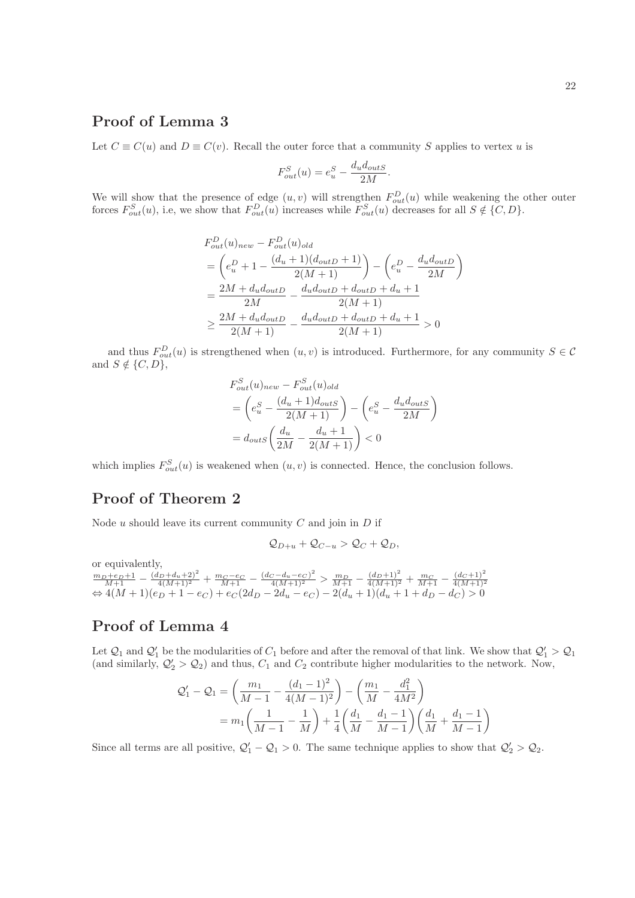## Proof of Lemma 3

Let $C \equiv C(u)$ and $D \equiv C(v)$. Recall the outer force that a community $S$ applies to vertex $u$ is

$$F_{out}^{S}(u) = e_u^S - \frac{d_u d_{outS}}{2M}.$$

We will show that the presence of edge $(u, v)$ will strengthen $F_{out}^{D}(u)$ while weakening the other outer forces $F_{out}^{S}(u)$, i.e, we show that $F_{out}^{D}(u)$ increases while $F_{out}^{S}(u)$ decreases for all $S \notin \{C, D\}$.

$$\begin{aligned}
&F_{out}^{D}(u)_{new} - F_{out}^{D}(u)_{old} \\
&= \left(e_u^D + 1 - \frac{(d_u+1)(d_{outD}+1)}{2(M+1)}\right) - \left(e_u^D - \frac{d_u d_{outD}}{2M}\right) \\
&= \frac{2M + d_u d_{outD}}{2M} - \frac{d_u d_{outD} + d_{outD} + d_u + 1}{2(M+1)} \\
&\geq \frac{2M + d_u d_{outD}}{2(M+1)} - \frac{d_u d_{outD} + d_{outD} + d_u + 1}{2(M+1)} > 0
\end{aligned}$$

and thus $F_{out}^{D}(u)$ is strengthened when $(u, v)$ is introduced. Furthermore, for any community $S \in \mathcal{C}$ and $S \notin \{C, D\}$,

$$\begin{aligned}
&F_{out}^{S}(u)_{new} - F_{out}^{S}(u)_{old} \\
&= \left(e_u^S - \frac{(d_u+1)d_{outS}}{2(M+1)}\right) - \left(e_u^S - \frac{d_u d_{outS}}{2M}\right) \\
&= d_{outS}\left(\frac{d_u}{2M} - \frac{d_u+1}{2(M+1)}\right) < 0
\end{aligned}$$

which implies $F_{out}^{S}(u)$ is weakened when $(u, v)$ is connected. Hence, the conclusion follows.

## Proof of Theorem 2

Node $u$ should leave its current community $C$ and join in $D$ if

$$\mathcal{Q}_{D+u} + \mathcal{Q}_{C-u} > \mathcal{Q}_C + \mathcal{Q}_D,$$

or equivalently,

$$\frac{m_D+e_D+1}{M+1} - \frac{(d_D+d_u+2)^2}{4(M+1)^2} + \frac{m_C-e_C}{M+1} - \frac{(d_C-d_u-e_C)^2}{4(M+1)^2} > \frac{m_D}{M+1} - \frac{(d_D+1)^2}{4(M+1)^2} + \frac{m_C}{M+1} - \frac{(d_C+1)^2}{4(M+1)^2}$$

$$\Leftrightarrow 4(M+1)(e_D + 1 - e_C) + e_C(2d_D - 2d_u - e_C) - 2(d_u+1)(d_u + 1 + d_D - d_C) > 0$$

## Proof of Lemma 4

Let $\mathcal{Q}_1$ and $\mathcal{Q}_1'$ be the modularities of $C_1$ before and after the removal of that link. We show that $\mathcal{Q}_1' > \mathcal{Q}_1$ (and similarly, $\mathcal{Q}_2' > \mathcal{Q}_2$) and thus, $C_1$ and $C_2$ contribute higher modularities to the network. Now,

$$\begin{aligned}
\mathcal{Q}_1' - \mathcal{Q}_1 &= \left(\frac{m_1}{M-1} - \frac{(d_1-1)^2}{4(M-1)^2}\right) - \left(\frac{m_1}{M} - \frac{d_1^2}{4M^2}\right) \\
&= m_1\left(\frac{1}{M-1} - \frac{1}{M}\right) + \frac{1}{4}\left(\frac{d_1}{M} - \frac{d_1-1}{M-1}\right)\left(\frac{d_1}{M} + \frac{d_1-1}{M-1}\right)
\end{aligned}$$

Since all terms are all positive, $\mathcal{Q}_1' - \mathcal{Q}_1 > 0$. The same technique applies to show that $\mathcal{Q}_2' > \mathcal{Q}_2$.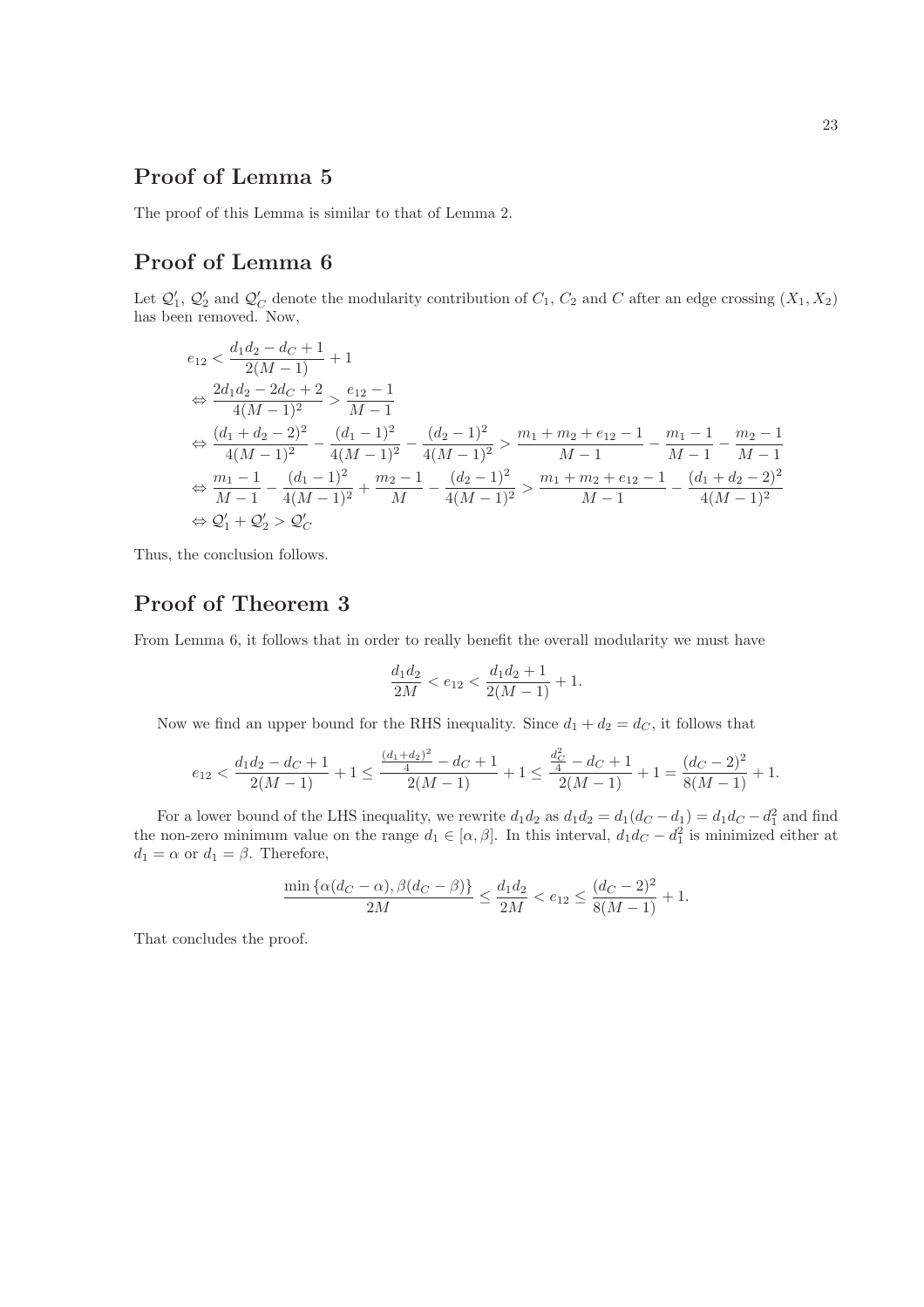## Proof of Lemma 5

The proof of this Lemma is similar to that of Lemma 2.

## Proof of Lemma 6

Let $\mathcal{Q}_1'$, $\mathcal{Q}_2'$ and $\mathcal{Q}_C'$ denote the modularity contribution of $C_1$, $C_2$ and $C$ after an edge crossing $(X_1, X_2)$ has been removed. Now,

$$
\begin{aligned}
& e_{12} < \frac{d_1 d_2 - d_C + 1}{2(M-1)} + 1 \\
& \Leftrightarrow \frac{2d_1 d_2 - 2d_C + 2}{4(M-1)^2} > \frac{e_{12} - 1}{M-1} \\
& \Leftrightarrow \frac{(d_1 + d_2 - 2)^2}{4(M-1)^2} - \frac{(d_1 - 1)^2}{4(M-1)^2} - \frac{(d_2 - 1)^2}{4(M-1)^2} > \frac{m_1 + m_2 + e_{12} - 1}{M-1} - \frac{m_1 - 1}{M-1} - \frac{m_2 - 1}{M-1} \\
& \Leftrightarrow \frac{m_1 - 1}{M-1} - \frac{(d_1 - 1)^2}{4(M-1)^2} + \frac{m_2 - 1}{M} - \frac{(d_2 - 1)^2}{4(M-1)^2} > \frac{m_1 + m_2 + e_{12} - 1}{M-1} - \frac{(d_1 + d_2 - 2)^2}{4(M-1)^2} \\
& \Leftrightarrow \mathcal{Q}_1' + \mathcal{Q}_2' > \mathcal{Q}_C'
\end{aligned}
$$

Thus, the conclusion follows.

## Proof of Theorem 3

From Lemma 6, it follows that in order to really benefit the overall modularity we must have

$$
\frac{d_1 d_2}{2M} < e_{12} < \frac{d_1 d_2 + 1}{2(M-1)} + 1.
$$

Now we find an upper bound for the RHS inequality. Since $d_1 + d_2 = d_C$, it follows that

$$
e_{12} < \frac{d_1 d_2 - d_C + 1}{2(M-1)} + 1 \leq \frac{\frac{(d_1+d_2)^2}{4} - d_C + 1}{2(M-1)} + 1 \leq \frac{\frac{d_C^2}{4} - d_C + 1}{2(M-1)} + 1 = \frac{(d_C - 2)^2}{8(M-1)} + 1.
$$

For a lower bound of the LHS inequality, we rewrite $d_1 d_2$ as $d_1 d_2 = d_1(d_C - d_1) = d_1 d_C - d_1^2$ and find the non-zero minimum value on the range $d_1 \in [\alpha, \beta]$. In this interval, $d_1 d_C - d_1^2$ is minimized either at $d_1 = \alpha$ or $d_1 = \beta$. Therefore,

$$
\frac{\min\{\alpha(d_C - \alpha), \beta(d_C - \beta)\}}{2M} \leq \frac{d_1 d_2}{2M} < e_{12} \leq \frac{(d_C - 2)^2}{8(M-1)} + 1.
$$

That concludes the proof.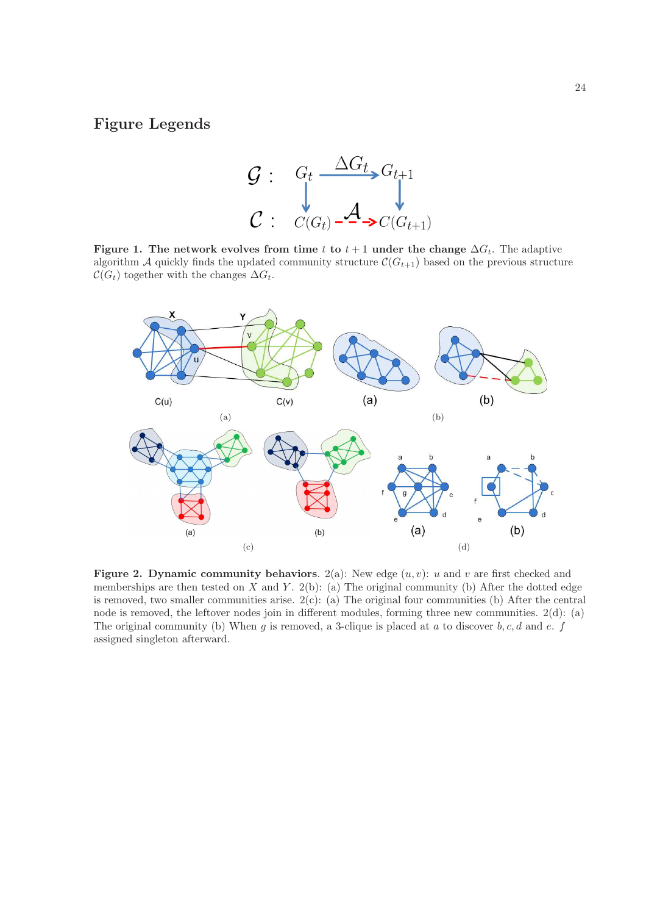# Figure Legends

$\mathcal{G}$ : $G_t$ $\xrightarrow{\Delta G_t}$ $G_{t+1}$

$\mathcal{C}$ : $C(G_t)$ $\xrightarrow{\mathcal{A}}$ $C(G_{t+1})$

**Figure 1. The network evolves from time $t$ to $t+1$ under the change $\Delta G_t$.** The adaptive algorithm $\mathcal{A}$ quickly finds the updated community structure $\mathcal{C}(G_{t+1})$ based on the previous structure $\mathcal{C}(G_t)$ together with the changes $\Delta G_t$.

X
Y
v
u
C(u)
C(v)
(a)
(b)
(a)
(b)
(a)
(b)
(c)
a
b
f
g
c
e
d
(a)
a
b
f
c
e
d
(b)
(d)

**Figure 2. Dynamic community behaviors**. 2(a): New edge $(u, v)$: $u$ and $v$ are first checked and memberships are then tested on $X$ and $Y$. 2(b): (a) The original community (b) After the dotted edge is removed, two smaller communities arise. 2(c): (a) The original four communities (b) After the central node is removed, the leftover nodes join in different modules, forming three new communities. 2(d): (a) The original community (b) When $g$ is removed, a 3-clique is placed at $a$ to discover $b, c, d$ and $e$. $f$ assigned singleton afterward.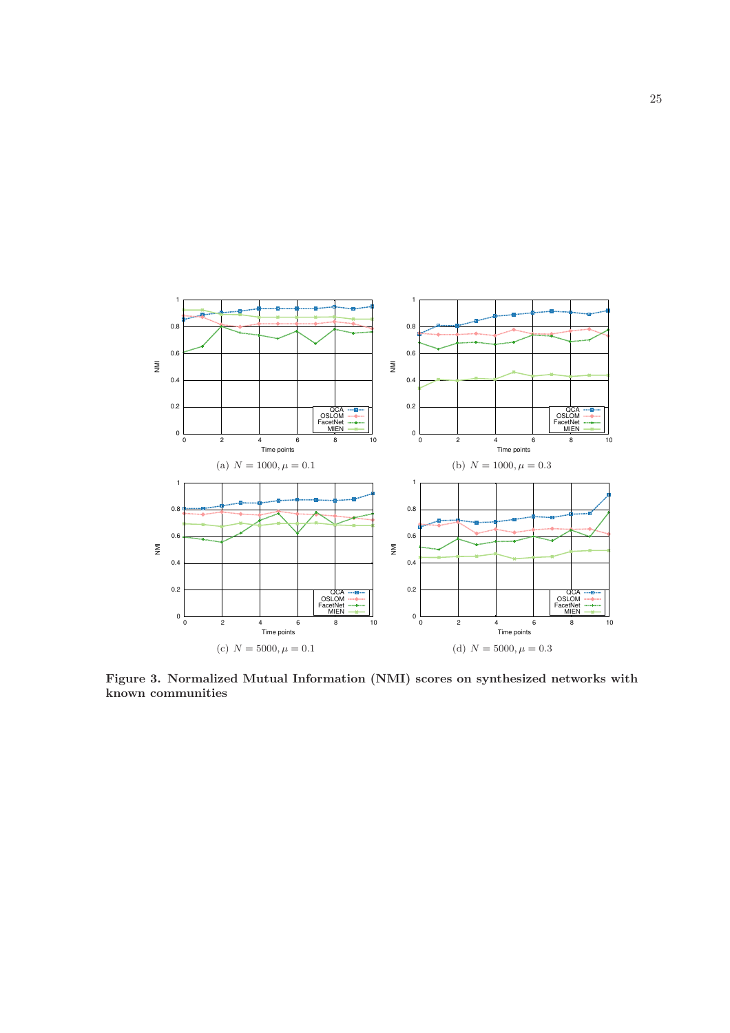1

0.8

0.6

0.4

0.2

0

NMI

0 2 4 6 8 10

Time points

QCA
OSLOM
FacetNet
MIEN

(a) $N = 1000, \mu = 0.1$

1

0.8

0.6

0.4

0.2

0

NMI

0 2 4 6 8 10

Time points

QCA
OSLOM
FacetNet
MIEN

(b) $N = 1000, \mu = 0.3$

1

0.8

0.6

0.4

0.2

0

NMI

0 2 4 6 8 10

Time points

QCA
OSLOM
FacetNet
MIEN

(c) $N = 5000, \mu = 0.1$

1

0.8

0.6

0.4

0.2

0

NMI

0 2 4 6 8 10

Time points

QCA
OSLOM
FacetNet
MIEN

(d) $N = 5000, \mu = 0.3$

**Figure 3. Normalized Mutual Information (NMI) scores on synthesized networks with known communities**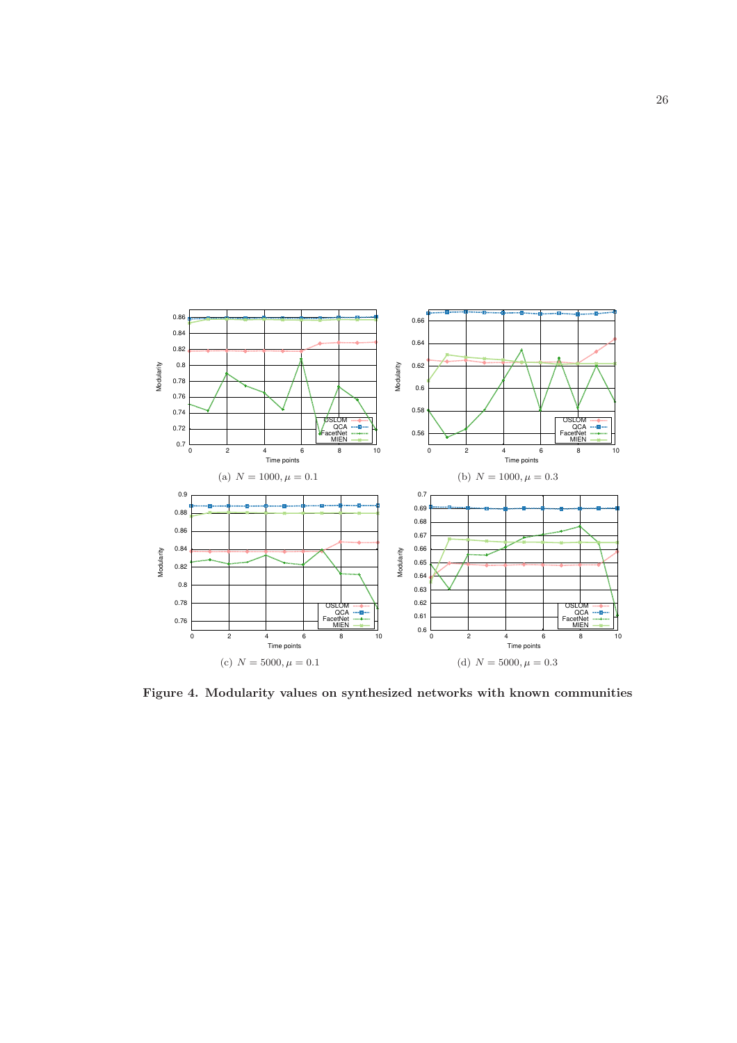Modularity

0.86
0.84
0.82
0.8
0.78
0.76
0.74
0.72
0.7

0 2 4 6 8 10

Time points

OSLOM
QCA
FacetNet
MIEN

(a) $N = 1000, \mu = 0.1$

Modularity

0.66
0.64
0.62
0.6
0.58
0.56

0 2 4 6 8 10

Time points

OSLOM
QCA
FacetNet
MIEN

(b) $N = 1000, \mu = 0.3$

Modularity

0.9
0.88
0.86
0.84
0.82
0.8
0.78
0.76

0 2 4 6 8 10

Time points

OSLOM
QCA
FacetNet
MIEN

(c) $N = 5000, \mu = 0.1$

Modularity

0.7
0.69
0.68
0.67
0.66
0.65
0.64
0.63
0.62
0.61
0.6

0 2 4 6 8 10

Time points

OSLOM
QCA
FacetNet
MIEN

(d) $N = 5000, \mu = 0.3$

**Figure 4. Modularity values on synthesized networks with known communities**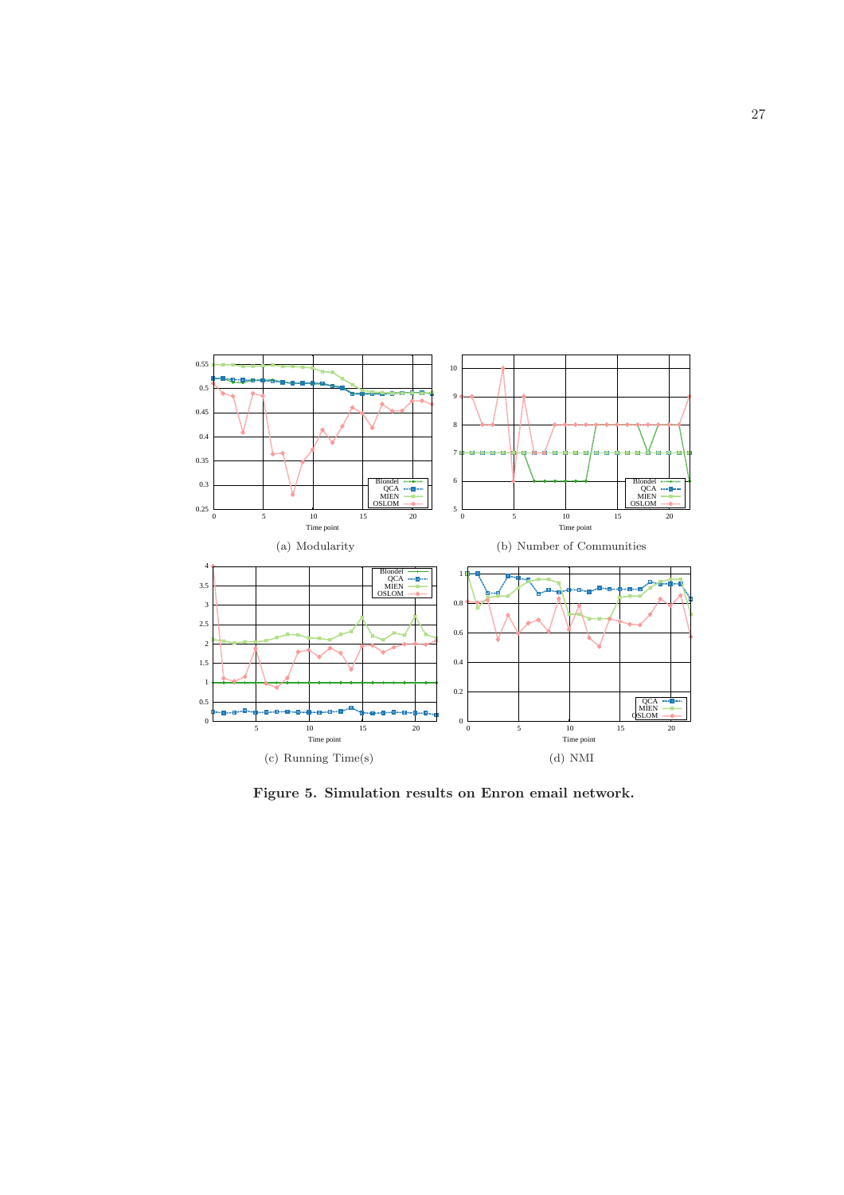0.55
0.5
0.45
0.4
0.35
0.3
0.25
0
5
10
15
20
Time point
Blondel
QCA
MIEN
OSLOM

(a) Modularity

10
9
8
7
6
5
0
5
10
15
20
Time point
Blondel
QCA
MIEN
OSLOM

(b) Number of Communities

4
3.5
3
2.5
2
1.5
1
0.5
0
5
10
15
20
Time point
Blondel
QCA
MIEN
OSLOM

(c) Running Time(s)

1
0.8
0.6
0.4
0.2
0
0
5
10
15
20
Time point
QCA
MIEN
OSLOM

(d) NMI

**Figure 5. Simulation results on Enron email network.**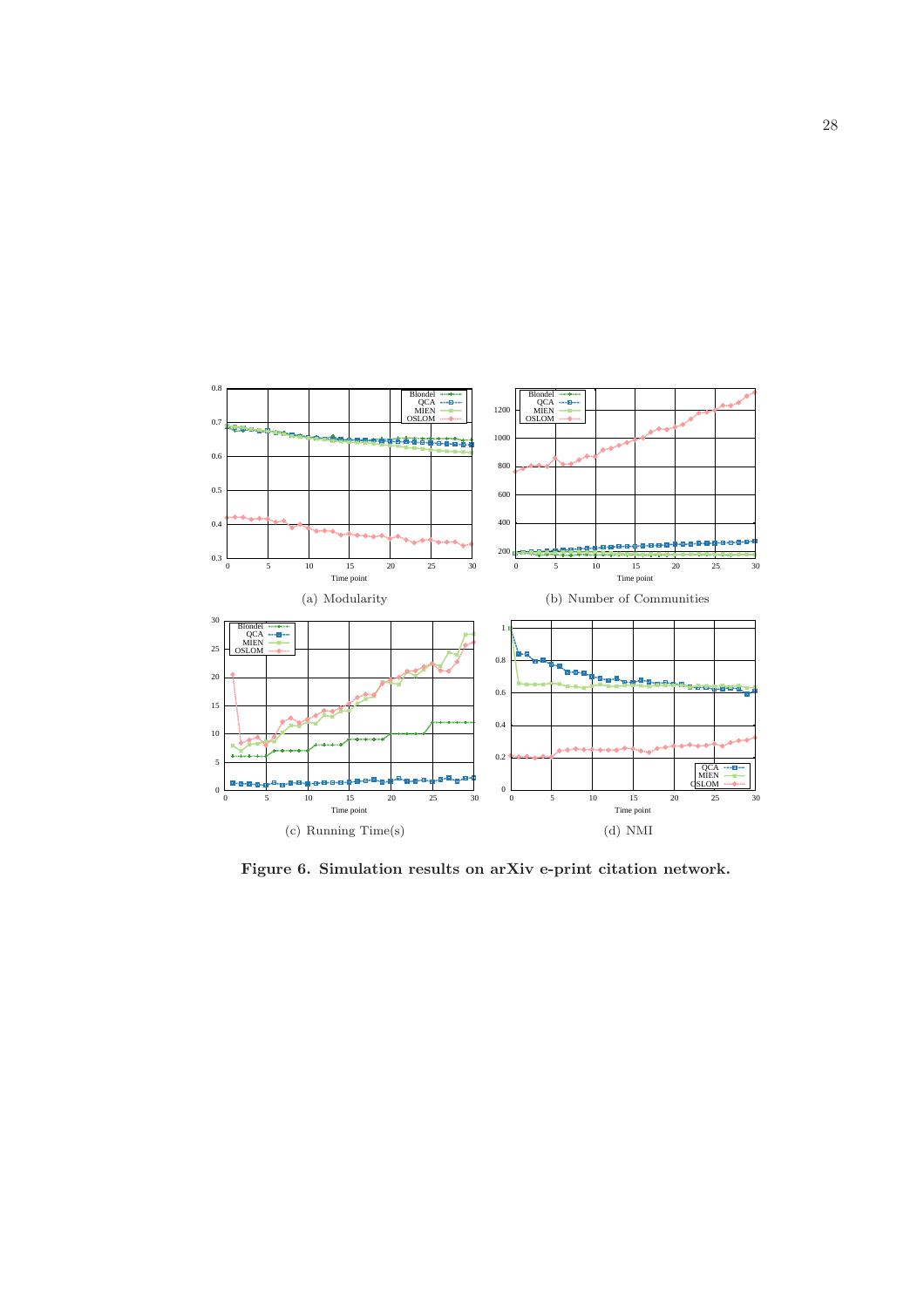0.8
0.7
0.6
0.5
0.4
0.3
0 5 10 15 20 25 30
Time point
Blondel
QCA
MIEN
OSLOM

(a) Modularity

1200
1000
800
600
400
200
0 5 10 15 20 25 30
Time point
Blondel
QCA
MIEN
OSLOM

(b) Number of Communities

30
25
20
15
10
5
0
0 5 10 15 20 25 30
Time point
Blondel
QCA
MIEN
OSLOM

(c) Running Time(s)

1
0.8
0.6
0.4
0.2
0
0 5 10 15 20 25 30
Time point
QCA
MIEN
OSLOM

(d) NMI

**Figure 6. Simulation results on arXiv e-print citation network.**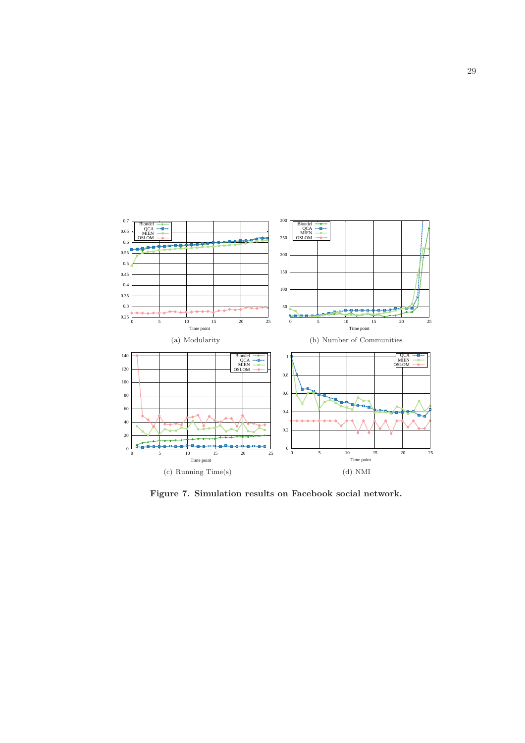0.7
0.65
0.6
0.55
0.5
0.45
0.4
0.35
0.3
0.25
Blondel
QCA
MIEN
OSLOM
0
5
10
15
20
25
Time point

(a) Modularity

300
250
200
150
100
50
Blondel
QCA
MIEN
OSLOM
0
5
10
15
20
25
Time point

(b) Number of Communities

140
120
100
80
60
40
20
0
Blondel
QCA
MIEN
OSLOM
0
5
10
15
20
25
Time point

(c) Running Time(s)

1
0.8
0.6
0.4
0.2
0
QCA
MIEN
OSLOM
0
5
10
15
20
25
Time point

(d) NMI

**Figure 7. Simulation results on Facebook social network.**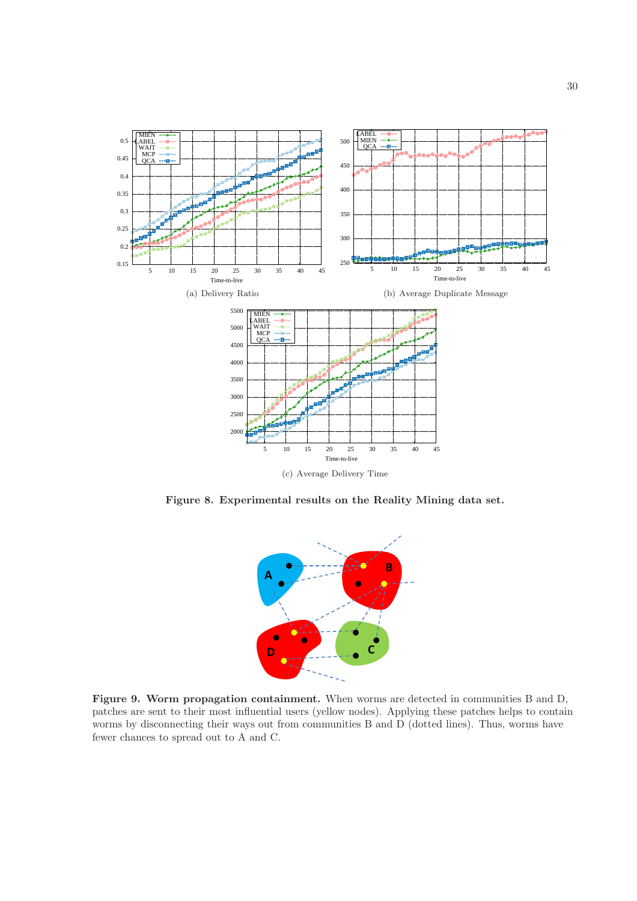MIEN
LABEL
WAIT
MCP
QCA

0.5
0.45
0.4
0.35
0.3
0.25
0.2
0.15

5 10 15 20 25 30 35 40 45

Time-to-live

(a) Delivery Ratio

LABEL
MIEN
QCA

500
450
400
350
300
250

5 10 15 20 25 30 35 40 45

Time-to-live

(b) Average Duplicate Message

MIEN
LABEL
WAIT
MCP
QCA

5500
5000
4500
4000
3500
3000
2500
2000

5 10 15 20 25 30 35 40 45

Time-to-live

(c) Average Delivery Time

**Figure 8. Experimental results on the Reality Mining data set.**

A
B
C
D

**Figure 9. Worm propagation containment.** When worms are detected in communities B and D, patches are sent to their most influential users (yellow nodes). Applying these patches helps to contain worms by disconnecting their ways out from communities B and D (dotted lines). Thus, worms have fewer chances to spread out to A and C.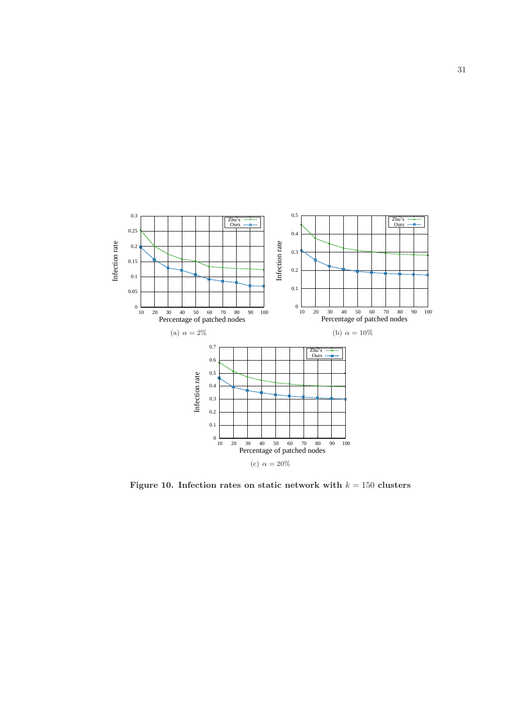0.3
0.25
0.2
0.15
0.1
0.05
0

Infection rate

10 20 30 40 50 60 70 80 90 100

Percentage of patched nodes

Zhu's
Ours

(a) $\alpha = 2\%$

0.5
0.4
0.3
0.2
0.1
0

Infection rate

10 20 30 40 50 60 70 80 90 100

Percentage of patched nodes

Zhu's
Ours

(b) $\alpha = 10\%$

0.7
0.6
0.5
0.4
0.3
0.2
0.1
0

Infection rate

10 20 30 40 50 60 70 80 90 100

Percentage of patched nodes

Zhu's
Ours

(c) $\alpha = 20\%$

**Figure 10. Infection rates on static network with $k = 150$ clusters**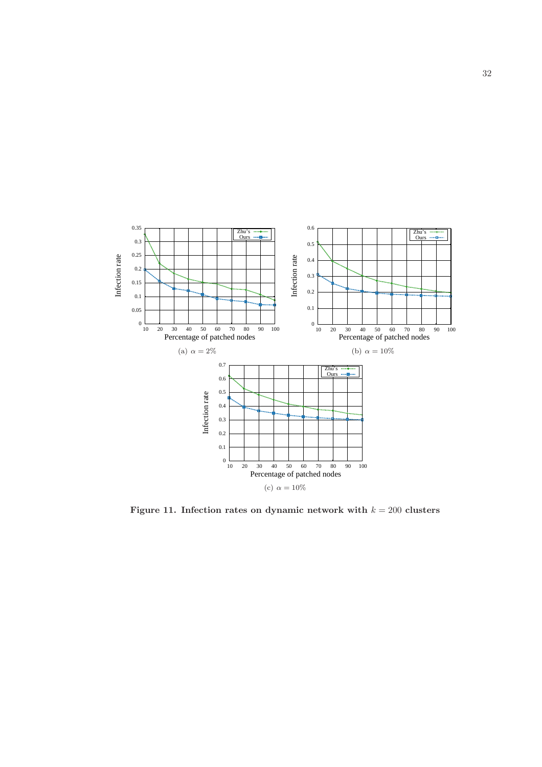Infection rate

0.35
0.3
0.25
0.2
0.15
0.1
0.05
0

10 20 30 40 50 60 70 80 90 100

Percentage of patched nodes

Zhu's
Ours

(a) $\alpha = 2\%$

Infection rate

0.6
0.5
0.4
0.3
0.2
0.1
0

10 20 30 40 50 60 70 80 90 100

Percentage of patched nodes

Zhu's
Ours

(b) $\alpha = 10\%$

Infection rate

0.7
0.6
0.5
0.4
0.3
0.2
0.1
0

10 20 30 40 50 60 70 80 90 100

Percentage of patched nodes

Zhu's
Ours

(c) $\alpha = 10\%$

**Figure 11. Infection rates on dynamic network with $k = 200$ clusters**